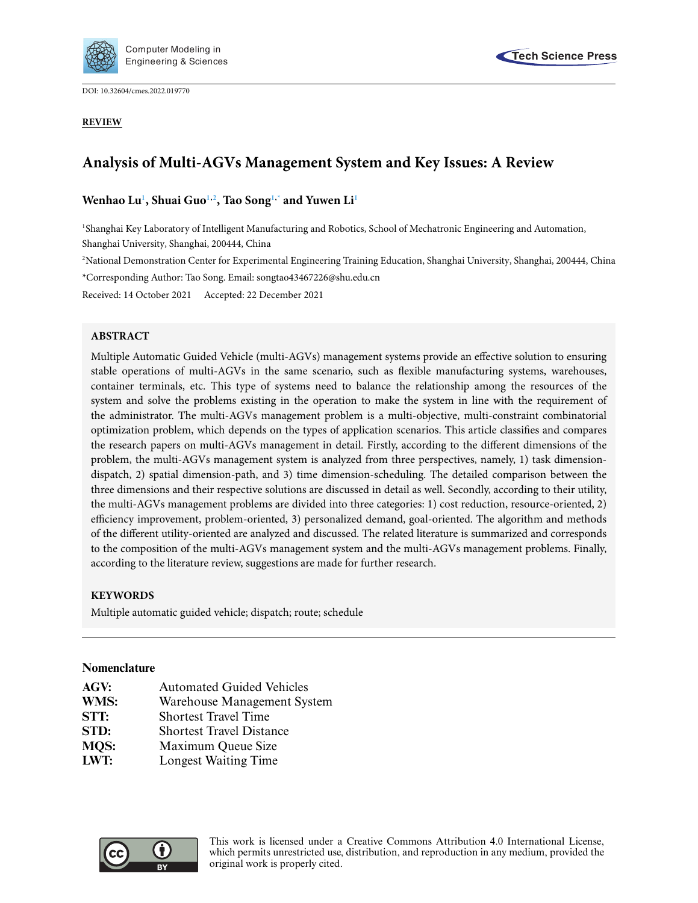DOI: 10.32604/cmes.2022.019770

**REVIEW**

# Analysis of Multi-AGVs Management System and Key Issues: A Review

**Wenhao Lu[1], Shuai Guo[1,2], Tao Song[1,*] and Yuwen Li[1]**

[1]Shanghai Key Laboratory of Intelligent Manufacturing and Robotics, School of Mechatronic Engineering and Automation, Shanghai University, Shanghai, 200444, China

[2]National Demonstration Center for Experimental Engineering Training Education, Shanghai University, Shanghai, 200444, China

*Corresponding Author: Tao Song. Email: songtao43467226@shu.edu.cn

Received: 14 October 2021 Accepted: 22 December 2021

## ABSTRACT

Multiple Automatic Guided Vehicle (multi-AGVs) management systems provide an effective solution to ensuring stable operations of multi-AGVs in the same scenario, such as flexible manufacturing systems, warehouses, container terminals, etc. This type of systems need to balance the relationship among the resources of the system and solve the problems existing in the operation to make the system in line with the requirement of the administrator. The multi-AGVs management problem is a multi-objective, multi-constraint combinatorial optimization problem, which depends on the types of application scenarios. This article classifies and compares the research papers on multi-AGVs management in detail. Firstly, according to the different dimensions of the problem, the multi-AGVs management system is analyzed from three perspectives, namely, 1) task dimension-dispatch, 2) spatial dimension-path, and 3) time dimension-scheduling. The detailed comparison between the three dimensions and their respective solutions are discussed in detail as well. Secondly, according to their utility, the multi-AGVs management problems are divided into three categories: 1) cost reduction, resource-oriented, 2) efficiency improvement, problem-oriented, 3) personalized demand, goal-oriented. The algorithm and methods of the different utility-oriented are analyzed and discussed. The related literature is summarized and corresponds to the composition of the multi-AGVs management system and the multi-AGVs management problems. Finally, according to the literature review, suggestions are made for further research.

## KEYWORDS

Multiple automatic guided vehicle; dispatch; route; schedule

## Nomenclature

| | |
|---|---|
| **AGV:** | Automated Guided Vehicles |
| **WMS:** | Warehouse Management System |
| **STT:** | Shortest Travel Time |
| **STD:** | Shortest Travel Distance |
| **MQS:** | Maximum Queue Size |
| **LWT:** | Longest Waiting Time |

This work is licensed under a Creative Commons Attribution 4.0 International License, which permits unrestricted use, distribution, and reproduction in any medium, provided the original work is properly cited.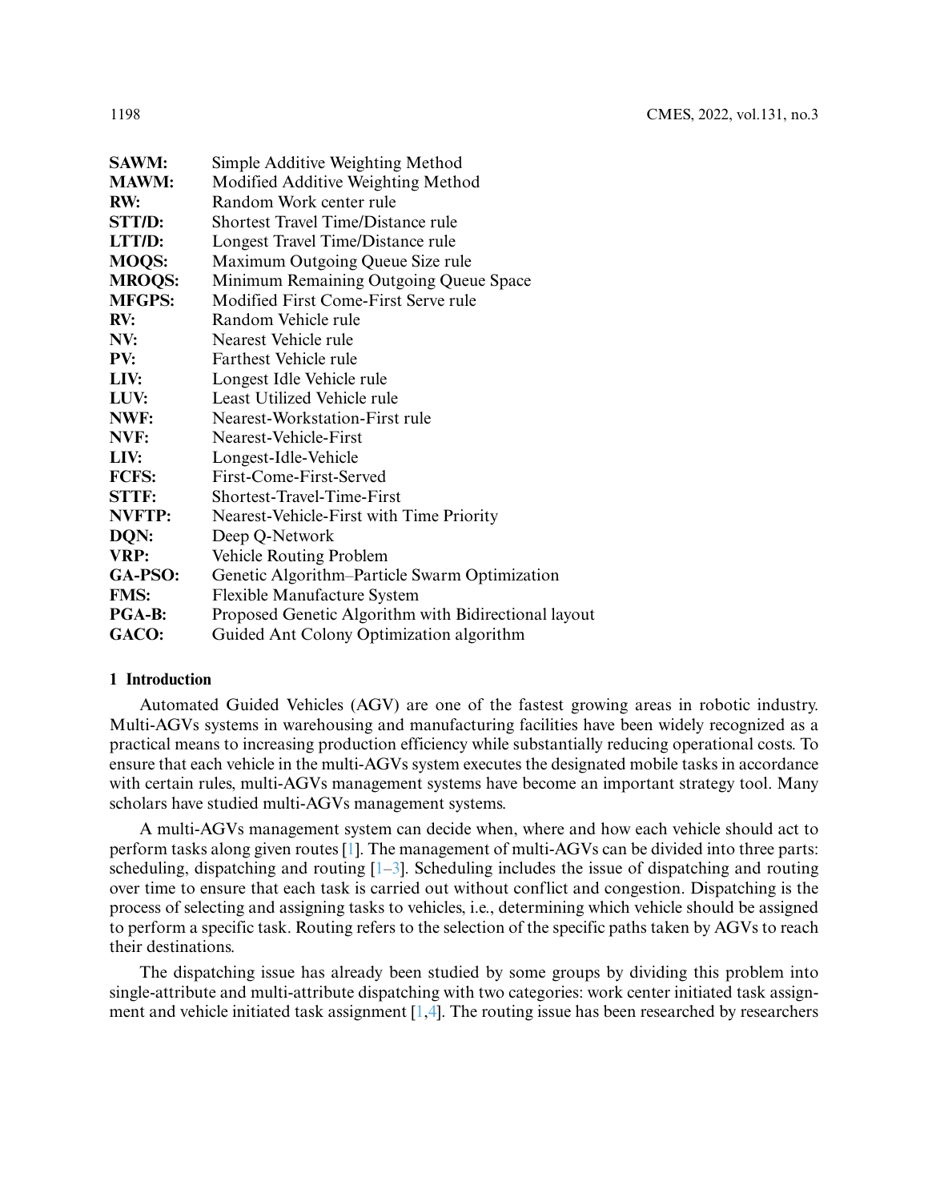**SAWM:** Simple Additive Weighting Method
**MAWM:** Modified Additive Weighting Method
**RW:** Random Work center rule
**STT/D:** Shortest Travel Time/Distance rule
**LTT/D:** Longest Travel Time/Distance rule
**MOQS:** Maximum Outgoing Queue Size rule
**MROQS:** Minimum Remaining Outgoing Queue Space
**MFGPS:** Modified First Come-First Serve rule
**RV:** Random Vehicle rule
**NV:** Nearest Vehicle rule
**PV:** Farthest Vehicle rule
**LIV:** Longest Idle Vehicle rule
**LUV:** Least Utilized Vehicle rule
**NWF:** Nearest-Workstation-First rule
**NVF:** Nearest-Vehicle-First
**LIV:** Longest-Idle-Vehicle
**FCFS:** First-Come-First-Served
**STTF:** Shortest-Travel-Time-First
**NVFTP:** Nearest-Vehicle-First with Time Priority
**DQN:** Deep Q-Network
**VRP:** Vehicle Routing Problem
**GA-PSO:** Genetic Algorithm–Particle Swarm Optimization
**FMS:** Flexible Manufacture System
**PGA-B:** Proposed Genetic Algorithm with Bidirectional layout
**GACO:** Guided Ant Colony Optimization algorithm

## 1 Introduction

Automated Guided Vehicles (AGV) are one of the fastest growing areas in robotic industry. Multi-AGVs systems in warehousing and manufacturing facilities have been widely recognized as a practical means to increasing production efficiency while substantially reducing operational costs. To ensure that each vehicle in the multi-AGVs system executes the designated mobile tasks in accordance with certain rules, multi-AGVs management systems have become an important strategy tool. Many scholars have studied multi-AGVs management systems.

A multi-AGVs management system can decide when, where and how each vehicle should act to perform tasks along given routes [1]. The management of multi-AGVs can be divided into three parts: scheduling, dispatching and routing [1–3]. Scheduling includes the issue of dispatching and routing over time to ensure that each task is carried out without conflict and congestion. Dispatching is the process of selecting and assigning tasks to vehicles, i.e., determining which vehicle should be assigned to perform a specific task. Routing refers to the selection of the specific paths taken by AGVs to reach their destinations.

The dispatching issue has already been studied by some groups by dividing this problem into single-attribute and multi-attribute dispatching with two categories: work center initiated task assignment and vehicle initiated task assignment [1,4]. The routing issue has been researched by researchers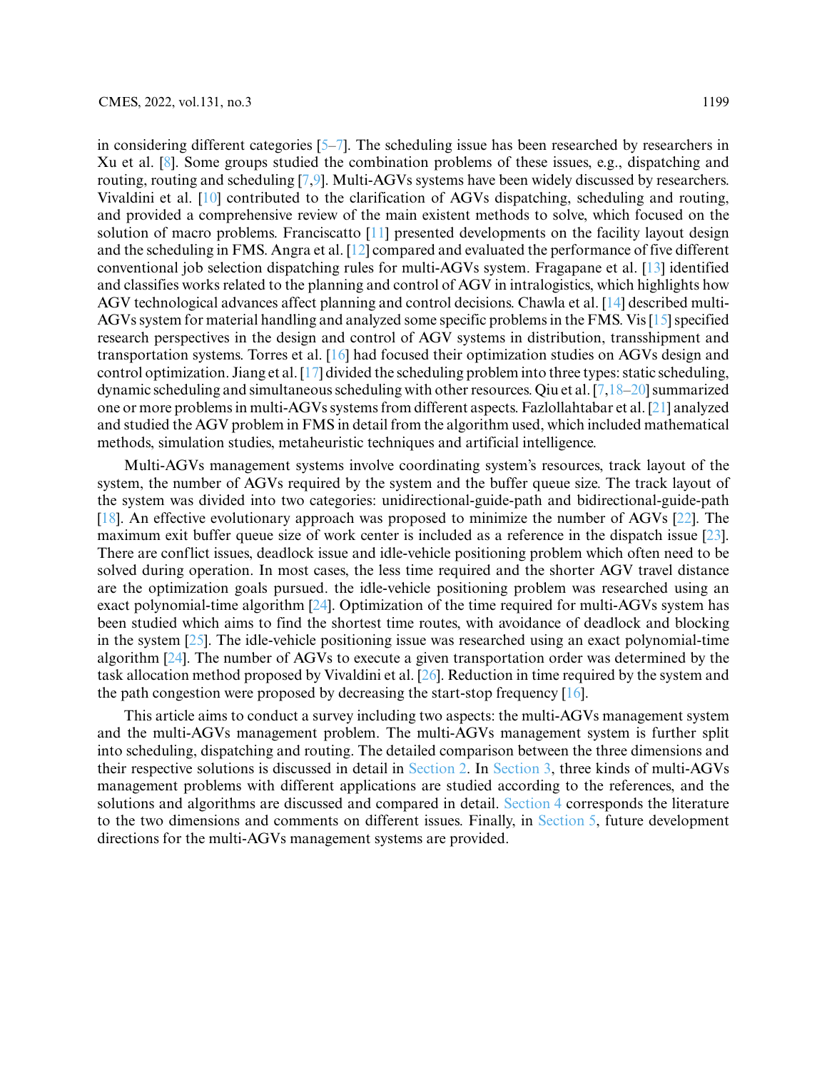in considering different categories [5–7]. The scheduling issue has been researched by researchers in Xu et al. [8]. Some groups studied the combination problems of these issues, e.g., dispatching and routing, routing and scheduling [7,9]. Multi-AGVs systems have been widely discussed by researchers. Vivaldini et al. [10] contributed to the clarification of AGVs dispatching, scheduling and routing, and provided a comprehensive review of the main existent methods to solve, which focused on the solution of macro problems. Franciscatto [11] presented developments on the facility layout design and the scheduling in FMS. Angra et al. [12] compared and evaluated the performance of five different conventional job selection dispatching rules for multi-AGVs system. Fragapane et al. [13] identified and classifies works related to the planning and control of AGV in intralogistics, which highlights how AGV technological advances affect planning and control decisions. Chawla et al. [14] described multi-AGVs system for material handling and analyzed some specific problems in the FMS. Vis [15] specified research perspectives in the design and control of AGV systems in distribution, transshipment and transportation systems. Torres et al. [16] had focused their optimization studies on AGVs design and control optimization. Jiang et al. [17] divided the scheduling problem into three types: static scheduling, dynamic scheduling and simultaneous scheduling with other resources. Qiu et al. [7,18–20] summarized one or more problems in multi-AGVs systems from different aspects. Fazlollahtabar et al. [21] analyzed and studied the AGV problem in FMS in detail from the algorithm used, which included mathematical methods, simulation studies, metaheuristic techniques and artificial intelligence.

Multi-AGVs management systems involve coordinating system's resources, track layout of the system, the number of AGVs required by the system and the buffer queue size. The track layout of the system was divided into two categories: unidirectional-guide-path and bidirectional-guide-path [18]. An effective evolutionary approach was proposed to minimize the number of AGVs [22]. The maximum exit buffer queue size of work center is included as a reference in the dispatch issue [23]. There are conflict issues, deadlock issue and idle-vehicle positioning problem which often need to be solved during operation. In most cases, the less time required and the shorter AGV travel distance are the optimization goals pursued. the idle-vehicle positioning problem was researched using an exact polynomial-time algorithm [24]. Optimization of the time required for multi-AGVs system has been studied which aims to find the shortest time routes, with avoidance of deadlock and blocking in the system [25]. The idle-vehicle positioning issue was researched using an exact polynomial-time algorithm [24]. The number of AGVs to execute a given transportation order was determined by the task allocation method proposed by Vivaldini et al. [26]. Reduction in time required by the system and the path congestion were proposed by decreasing the start-stop frequency [16].

This article aims to conduct a survey including two aspects: the multi-AGVs management system and the multi-AGVs management problem. The multi-AGVs management system is further split into scheduling, dispatching and routing. The detailed comparison between the three dimensions and their respective solutions is discussed in detail in Section 2. In Section 3, three kinds of multi-AGVs management problems with different applications are studied according to the references, and the solutions and algorithms are discussed and compared in detail. Section 4 corresponds the literature to the two dimensions and comments on different issues. Finally, in Section 5, future development directions for the multi-AGVs management systems are provided.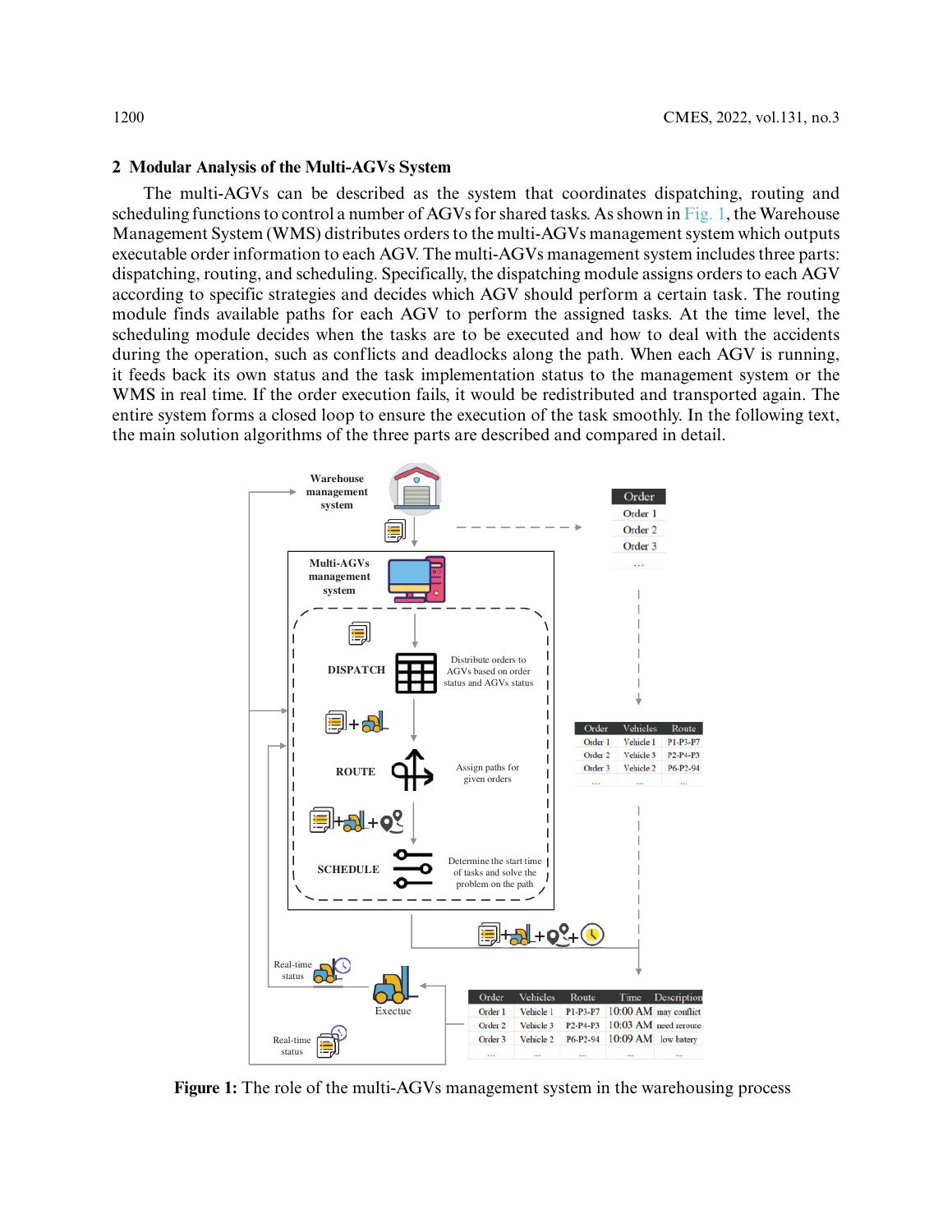## 2 Modular Analysis of the Multi-AGVs System

The multi-AGVs can be described as the system that coordinates dispatching, routing and scheduling functions to control a number of AGVs for shared tasks. As shown in Fig. 1, the Warehouse Management System (WMS) distributes orders to the multi-AGVs management system which outputs executable order information to each AGV. The multi-AGVs management system includes three parts: dispatching, routing, and scheduling. Specifically, the dispatching module assigns orders to each AGV according to specific strategies and decides which AGV should perform a certain task. The routing module finds available paths for each AGV to perform the assigned tasks. At the time level, the scheduling module decides when the tasks are to be executed and how to deal with the accidents during the operation, such as conflicts and deadlocks along the path. When each AGV is running, it feeds back its own status and the task implementation status to the management system or the WMS in real time. If the order execution fails, it would be redistributed and transported again. The entire system forms a closed loop to ensure the execution of the task smoothly. In the following text, the main solution algorithms of the three parts are described and compared in detail.

Warehouse management system

Order
Order 1
Order 2
Order 3
...

Multi-AGVs management system

DISPATCH
Distribute orders to AGVs based on order status and AGVs status

Order | Vehicles | Route
Order 1 | Vehicle 1 | P1-P3-P7
Order 2 | Vehicle 3 | P2-P4-P3
Order 3 | Vehicle 2 | P6-P2-94
... | ... | ...

ROUTE
Assign paths for given orders

SCHEDULE
Determine the start time of tasks and solve the problem on the path

Real-time status

Exectue

Real-time status

Order | Vehicles | Route | Time | Description
Order 1 | Vehicle 1 | P1-P3-P7 | 10:00 AM | may conflict
Order 2 | Vehicle 3 | P2-P4-P3 | 10:03 AM | need reroute
Order 3 | Vehicle 2 | P6-P2-94 | 10:09 AM | low batery
... | ... | ... | ... | ...

**Figure 1:** The role of the multi-AGVs management system in the warehousing process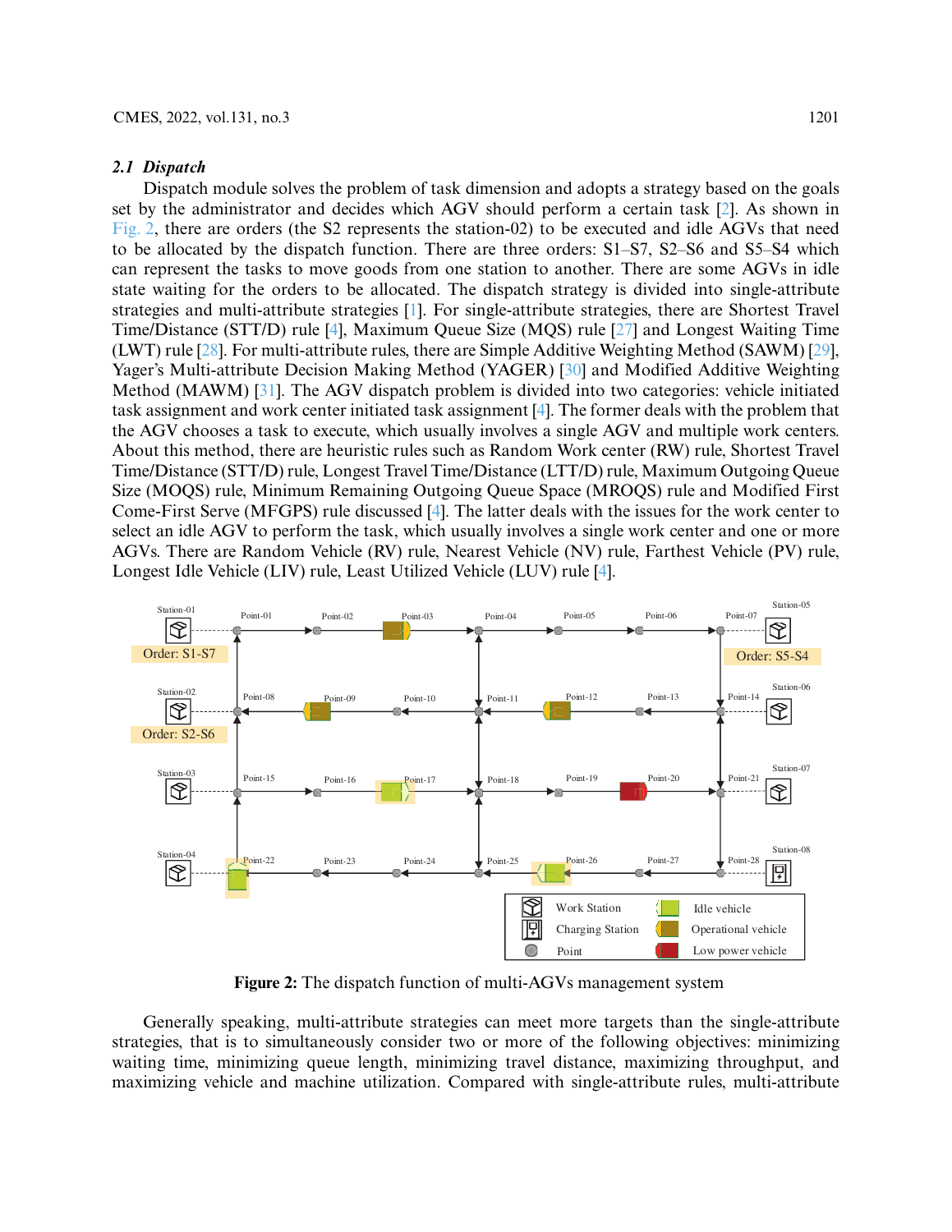### *2.1 Dispatch*

Dispatch module solves the problem of task dimension and adopts a strategy based on the goals set by the administrator and decides which AGV should perform a certain task [2]. As shown in Fig. 2, there are orders (the S2 represents the station-02) to be executed and idle AGVs that need to be allocated by the dispatch function. There are three orders: S1–S7, S2–S6 and S5–S4 which can represent the tasks to move goods from one station to another. There are some AGVs in idle state waiting for the orders to be allocated. The dispatch strategy is divided into single-attribute strategies and multi-attribute strategies [1]. For single-attribute strategies, there are Shortest Travel Time/Distance (STT/D) rule [4], Maximum Queue Size (MQS) rule [27] and Longest Waiting Time (LWT) rule [28]. For multi-attribute rules, there are Simple Additive Weighting Method (SAWM) [29], Yager's Multi-attribute Decision Making Method (YAGER) [30] and Modified Additive Weighting Method (MAWM) [31]. The AGV dispatch problem is divided into two categories: vehicle initiated task assignment and work center initiated task assignment [4]. The former deals with the problem that the AGV chooses a task to execute, which usually involves a single AGV and multiple work centers. About this method, there are heuristic rules such as Random Work center (RW) rule, Shortest Travel Time/Distance (STT/D) rule, Longest Travel Time/Distance (LTT/D) rule, Maximum Outgoing Queue Size (MOQS) rule, Minimum Remaining Outgoing Queue Space (MROQS) rule and Modified First Come-First Serve (MFGPS) rule discussed [4]. The latter deals with the issues for the work center to select an idle AGV to perform the task, which usually involves a single work center and one or more AGVs. There are Random Vehicle (RV) rule, Nearest Vehicle (NV) rule, Farthest Vehicle (PV) rule, Longest Idle Vehicle (LIV) rule, Least Utilized Vehicle (LUV) rule [4].

**Figure 2:** The dispatch function of multi-AGVs management system

Generally speaking, multi-attribute strategies can meet more targets than the single-attribute strategies, that is to simultaneously consider two or more of the following objectives: minimizing waiting time, minimizing queue length, minimizing travel distance, maximizing throughput, and maximizing vehicle and machine utilization. Compared with single-attribute rules, multi-attribute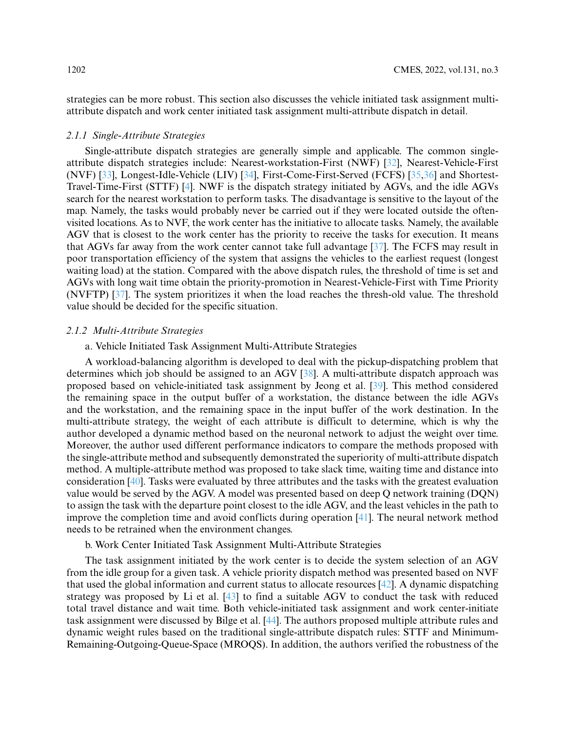strategies can be more robust. This section also discusses the vehicle initiated task assignment multi-attribute dispatch and work center initiated task assignment multi-attribute dispatch in detail.

#### *2.1.1 Single-Attribute Strategies*

Single-attribute dispatch strategies are generally simple and applicable. The common single-attribute dispatch strategies include: Nearest-workstation-First (NWF) [32], Nearest-Vehicle-First (NVF) [33], Longest-Idle-Vehicle (LIV) [34], First-Come-First-Served (FCFS) [35,36] and Shortest-Travel-Time-First (STTF) [4]. NWF is the dispatch strategy initiated by AGVs, and the idle AGVs search for the nearest workstation to perform tasks. The disadvantage is sensitive to the layout of the map. Namely, the tasks would probably never be carried out if they were located outside the often-visited locations. As to NVF, the work center has the initiative to allocate tasks. Namely, the available AGV that is closest to the work center has the priority to receive the tasks for execution. It means that AGVs far away from the work center cannot take full advantage [37]. The FCFS may result in poor transportation efficiency of the system that assigns the vehicles to the earliest request (longest waiting load) at the station. Compared with the above dispatch rules, the threshold of time is set and AGVs with long wait time obtain the priority-promotion in Nearest-Vehicle-First with Time Priority (NVFTP) [37]. The system prioritizes it when the load reaches the thresh-old value. The threshold value should be decided for the specific situation.

#### *2.1.2 Multi-Attribute Strategies*

a. Vehicle Initiated Task Assignment Multi-Attribute Strategies

A workload-balancing algorithm is developed to deal with the pickup-dispatching problem that determines which job should be assigned to an AGV [38]. A multi-attribute dispatch approach was proposed based on vehicle-initiated task assignment by Jeong et al. [39]. This method considered the remaining space in the output buffer of a workstation, the distance between the idle AGVs and the workstation, and the remaining space in the input buffer of the work destination. In the multi-attribute strategy, the weight of each attribute is difficult to determine, which is why the author developed a dynamic method based on the neuronal network to adjust the weight over time. Moreover, the author used different performance indicators to compare the methods proposed with the single-attribute method and subsequently demonstrated the superiority of multi-attribute dispatch method. A multiple-attribute method was proposed to take slack time, waiting time and distance into consideration [40]. Tasks were evaluated by three attributes and the tasks with the greatest evaluation value would be served by the AGV. A model was presented based on deep Q network training (DQN) to assign the task with the departure point closest to the idle AGV, and the least vehicles in the path to improve the completion time and avoid conflicts during operation [41]. The neural network method needs to be retrained when the environment changes.

b. Work Center Initiated Task Assignment Multi-Attribute Strategies

The task assignment initiated by the work center is to decide the system selection of an AGV from the idle group for a given task. A vehicle priority dispatch method was presented based on NVF that used the global information and current status to allocate resources [42]. A dynamic dispatching strategy was proposed by Li et al. [43] to find a suitable AGV to conduct the task with reduced total travel distance and wait time. Both vehicle-initiated task assignment and work center-initiate task assignment were discussed by Bilge et al. [44]. The authors proposed multiple attribute rules and dynamic weight rules based on the traditional single-attribute dispatch rules: STTF and Minimum-Remaining-Outgoing-Queue-Space (MROQS). In addition, the authors verified the robustness of the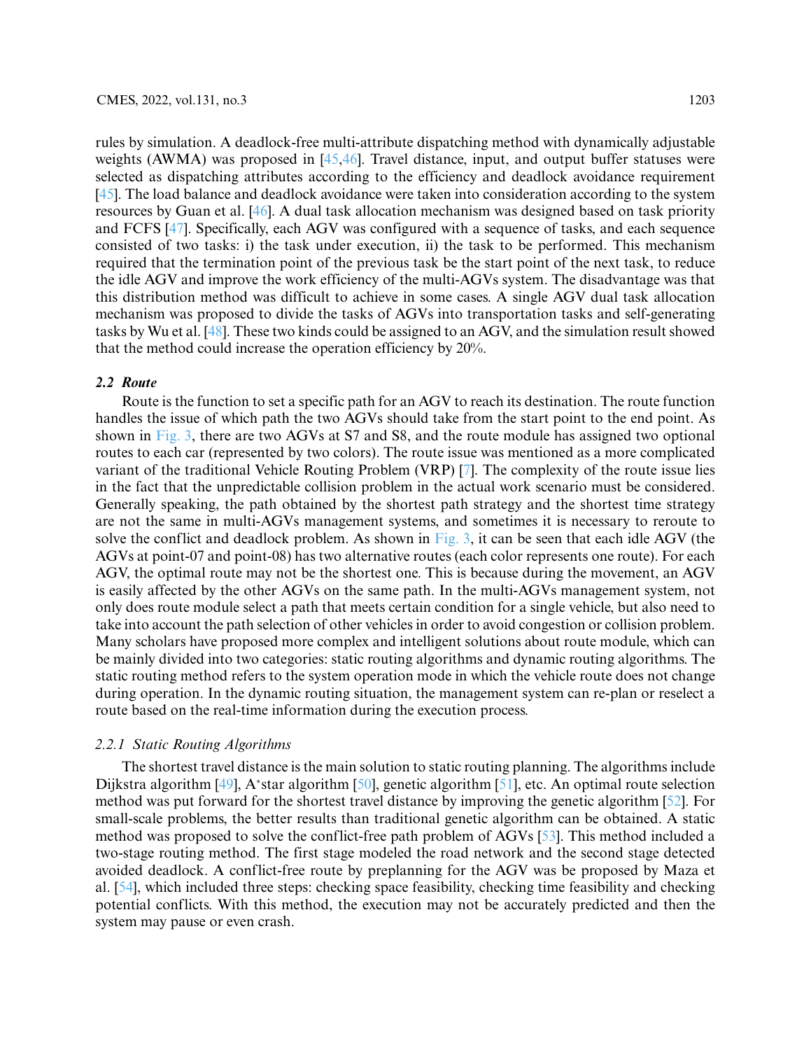rules by simulation. A deadlock-free multi-attribute dispatching method with dynamically adjustable weights (AWMA) was proposed in [45,46]. Travel distance, input, and output buffer statuses were selected as dispatching attributes according to the efficiency and deadlock avoidance requirement [45]. The load balance and deadlock avoidance were taken into consideration according to the system resources by Guan et al. [46]. A dual task allocation mechanism was designed based on task priority and FCFS [47]. Specifically, each AGV was configured with a sequence of tasks, and each sequence consisted of two tasks: i) the task under execution, ii) the task to be performed. This mechanism required that the termination point of the previous task be the start point of the next task, to reduce the idle AGV and improve the work efficiency of the multi-AGVs system. The disadvantage was that this distribution method was difficult to achieve in some cases. A single AGV dual task allocation mechanism was proposed to divide the tasks of AGVs into transportation tasks and self-generating tasks by Wu et al. [48]. These two kinds could be assigned to an AGV, and the simulation result showed that the method could increase the operation efficiency by 20%.

### 2.2 Route

Route is the function to set a specific path for an AGV to reach its destination. The route function handles the issue of which path the two AGVs should take from the start point to the end point. As shown in Fig. 3, there are two AGVs at S7 and S8, and the route module has assigned two optional routes to each car (represented by two colors). The route issue was mentioned as a more complicated variant of the traditional Vehicle Routing Problem (VRP) [7]. The complexity of the route issue lies in the fact that the unpredictable collision problem in the actual work scenario must be considered. Generally speaking, the path obtained by the shortest path strategy and the shortest time strategy are not the same in multi-AGVs management systems, and sometimes it is necessary to reroute to solve the conflict and deadlock problem. As shown in Fig. 3, it can be seen that each idle AGV (the AGVs at point-07 and point-08) has two alternative routes (each color represents one route). For each AGV, the optimal route may not be the shortest one. This is because during the movement, an AGV is easily affected by the other AGVs on the same path. In the multi-AGVs management system, not only does route module select a path that meets certain condition for a single vehicle, but also need to take into account the path selection of other vehicles in order to avoid congestion or collision problem. Many scholars have proposed more complex and intelligent solutions about route module, which can be mainly divided into two categories: static routing algorithms and dynamic routing algorithms. The static routing method refers to the system operation mode in which the vehicle route does not change during operation. In the dynamic routing situation, the management system can re-plan or reselect a route based on the real-time information during the execution process.

#### 2.2.1 Static Routing Algorithms

The shortest travel distance is the main solution to static routing planning. The algorithms include Dijkstra algorithm [49], A*star algorithm [50], genetic algorithm [51], etc. An optimal route selection method was put forward for the shortest travel distance by improving the genetic algorithm [52]. For small-scale problems, the better results than traditional genetic algorithm can be obtained. A static method was proposed to solve the conflict-free path problem of AGVs [53]. This method included a two-stage routing method. The first stage modeled the road network and the second stage detected avoided deadlock. A conflict-free route by preplanning for the AGV was be proposed by Maza et al. [54], which included three steps: checking space feasibility, checking time feasibility and checking potential conflicts. With this method, the execution may not be accurately predicted and then the system may pause or even crash.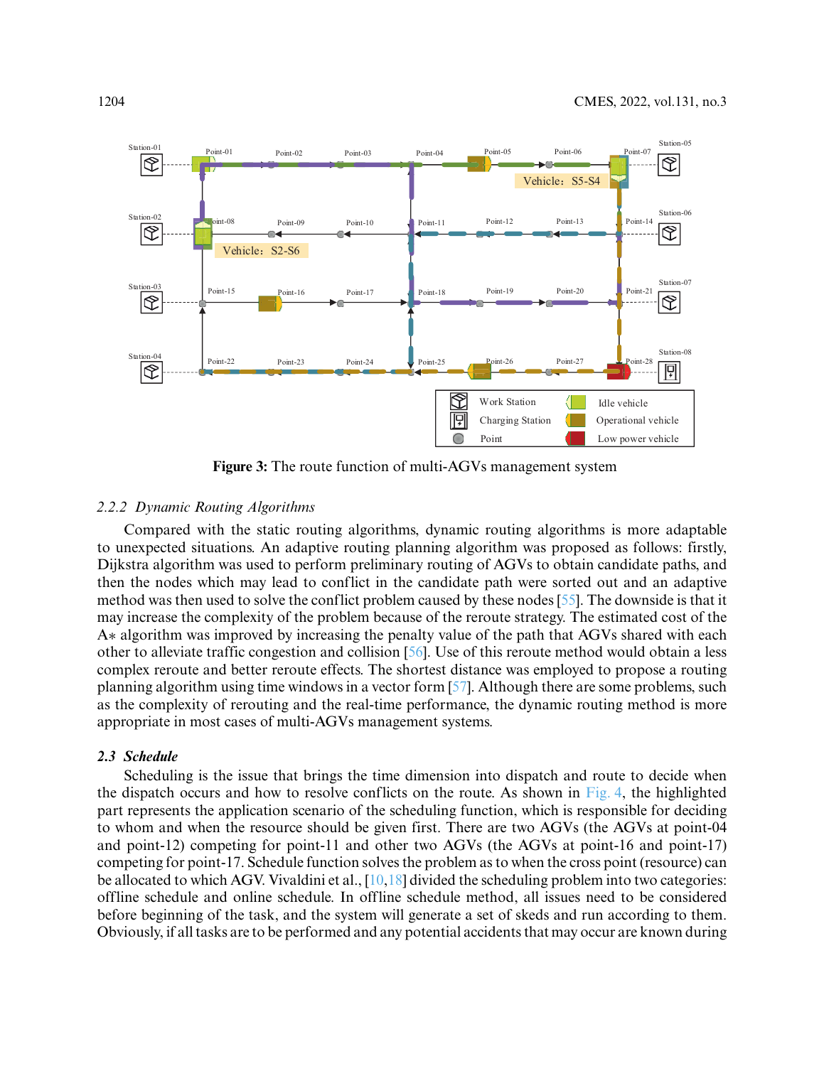Station-01

Point-01

Point-02

Point-03

Point-04

Point-05

Point-06

Point-07

Station-05

Vehicle：S5-S4

Station-02

Point-08

Point-09

Point-10

Point-11

Point-12

Point-13

Point-14

Station-06

Vehicle：S2-S6

Station-03

Point-15

Point-16

Point-17

Point-18

Point-19

Point-20

Point-21

Station-07

Station-04

Point-22

Point-23

Point-24

Point-25

Point-26

Point-27

Point-28

Station-08

Work Station

Charging Station

Point

Idle vehicle

Operational vehicle

Low power vehicle

**Figure 3:** The route function of multi-AGVs management system

### 2.2.2 *Dynamic Routing Algorithms*

Compared with the static routing algorithms, dynamic routing algorithms is more adaptable to unexpected situations. An adaptive routing planning algorithm was proposed as follows: firstly, Dijkstra algorithm was used to perform preliminary routing of AGVs to obtain candidate paths, and then the nodes which may lead to conflict in the candidate path were sorted out and an adaptive method was then used to solve the conflict problem caused by these nodes [55]. The downside is that it may increase the complexity of the problem because of the reroute strategy. The estimated cost of the A∗ algorithm was improved by increasing the penalty value of the path that AGVs shared with each other to alleviate traffic congestion and collision [56]. Use of this reroute method would obtain a less complex reroute and better reroute effects. The shortest distance was employed to propose a routing planning algorithm using time windows in a vector form [57]. Although there are some problems, such as the complexity of rerouting and the real-time performance, the dynamic routing method is more appropriate in most cases of multi-AGVs management systems.

## 2.3 *Schedule*

Scheduling is the issue that brings the time dimension into dispatch and route to decide when the dispatch occurs and how to resolve conflicts on the route. As shown in Fig. 4, the highlighted part represents the application scenario of the scheduling function, which is responsible for deciding to whom and when the resource should be given first. There are two AGVs (the AGVs at point-04 and point-12) competing for point-11 and other two AGVs (the AGVs at point-16 and point-17) competing for point-17. Schedule function solves the problem as to when the cross point (resource) can be allocated to which AGV. Vivaldini et al., [10,18] divided the scheduling problem into two categories: offline schedule and online schedule. In offline schedule method, all issues need to be considered before beginning of the task, and the system will generate a set of skeds and run according to them. Obviously, if all tasks are to be performed and any potential accidents that may occur are known during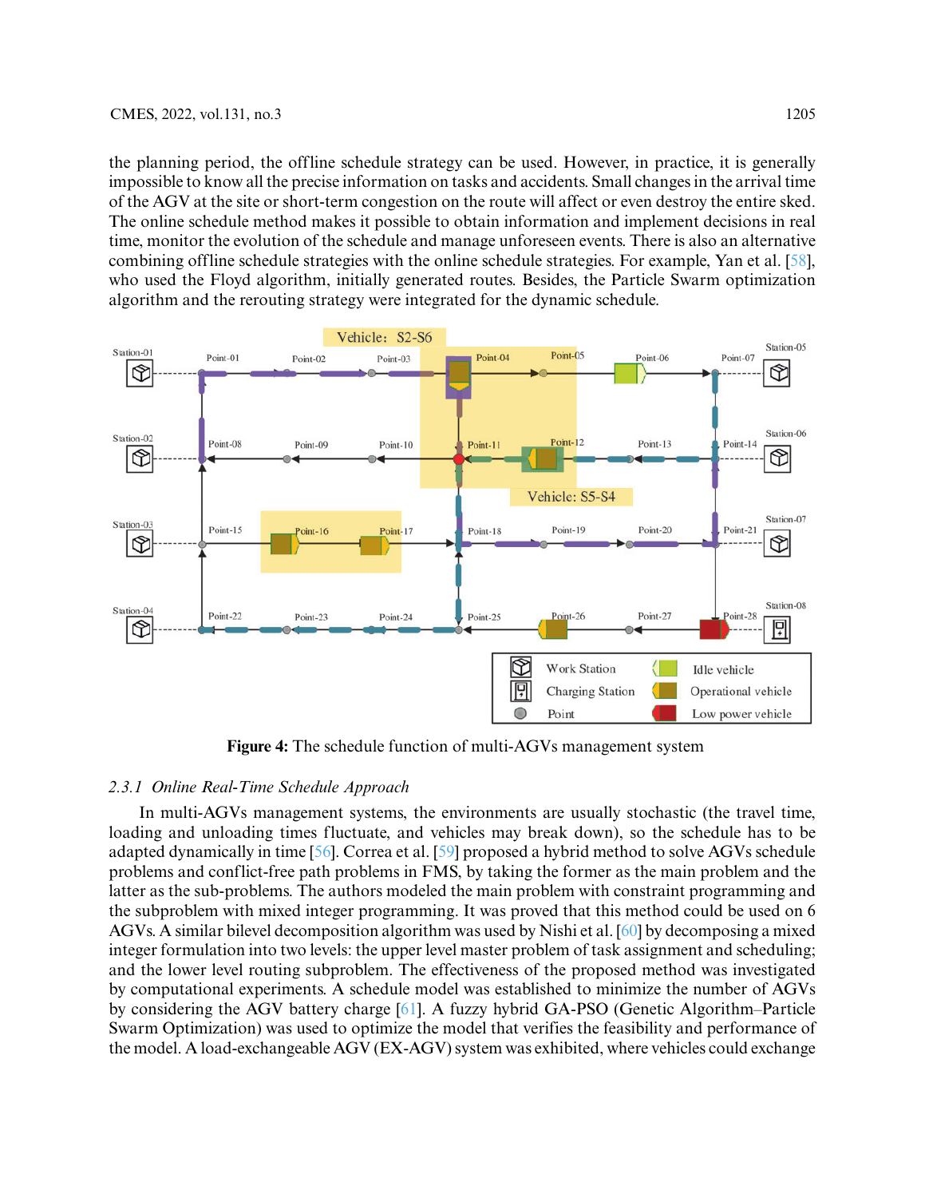the planning period, the offline schedule strategy can be used. However, in practice, it is generally impossible to know all the precise information on tasks and accidents. Small changes in the arrival time of the AGV at the site or short-term congestion on the route will affect or even destroy the entire sked. The online schedule method makes it possible to obtain information and implement decisions in real time, monitor the evolution of the schedule and manage unforeseen events. There is also an alternative combining offline schedule strategies with the online schedule strategies. For example, Yan et al. [58], who used the Floyd algorithm, initially generated routes. Besides, the Particle Swarm optimization algorithm and the rerouting strategy were integrated for the dynamic schedule.

Vehicle: S2-S6

Vehicle: S5-S4

Station-01
Station-02
Station-03
Station-04
Station-05
Station-06
Station-07
Station-08

Point-01 Point-02 Point-03 Point-04 Point-05 Point-06 Point-07
Point-08 Point-09 Point-10 Point-11 Point-12 Point-13 Point-14
Point-15 Point-16 Point-17 Point-18 Point-19 Point-20 Point-21
Point-22 Point-23 Point-24 Point-25 Point-26 Point-27 Point-28

Work Station
Charging Station
Point
Idle vehicle
Operational vehicle
Low power vehicle

**Figure 4:** The schedule function of multi-AGVs management system

### *2.3.1 Online Real-Time Schedule Approach*

In multi-AGVs management systems, the environments are usually stochastic (the travel time, loading and unloading times fluctuate, and vehicles may break down), so the schedule has to be adapted dynamically in time [56]. Correa et al. [59] proposed a hybrid method to solve AGVs schedule problems and conflict-free path problems in FMS, by taking the former as the main problem and the latter as the sub-problems. The authors modeled the main problem with constraint programming and the subproblem with mixed integer programming. It was proved that this method could be used on 6 AGVs. A similar bilevel decomposition algorithm was used by Nishi et al. [60] by decomposing a mixed integer formulation into two levels: the upper level master problem of task assignment and scheduling; and the lower level routing subproblem. The effectiveness of the proposed method was investigated by computational experiments. A schedule model was established to minimize the number of AGVs by considering the AGV battery charge [61]. A fuzzy hybrid GA-PSO (Genetic Algorithm–Particle Swarm Optimization) was used to optimize the model that verifies the feasibility and performance of the model. A load-exchangeable AGV (EX-AGV) system was exhibited, where vehicles could exchange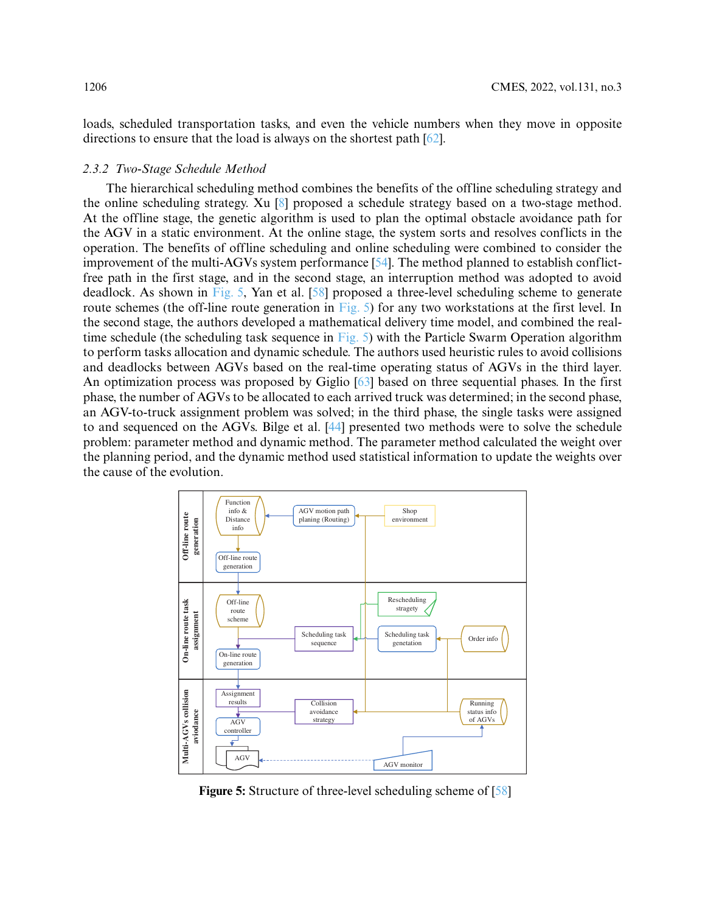loads, scheduled transportation tasks, and even the vehicle numbers when they move in opposite directions to ensure that the load is always on the shortest path [62].

### 2.3.2 *Two-Stage Schedule Method*

The hierarchical scheduling method combines the benefits of the offline scheduling strategy and the online scheduling strategy. Xu [8] proposed a schedule strategy based on a two-stage method. At the offline stage, the genetic algorithm is used to plan the optimal obstacle avoidance path for the AGV in a static environment. At the online stage, the system sorts and resolves conflicts in the operation. The benefits of offline scheduling and online scheduling were combined to consider the improvement of the multi-AGVs system performance [54]. The method planned to establish conflict-free path in the first stage, and in the second stage, an interruption method was adopted to avoid deadlock. As shown in Fig. 5, Yan et al. [58] proposed a three-level scheduling scheme to generate route schemes (the off-line route generation in Fig. 5) for any two workstations at the first level. In the second stage, the authors developed a mathematical delivery time model, and combined the real-time schedule (the scheduling task sequence in Fig. 5) with the Particle Swarm Operation algorithm to perform tasks allocation and dynamic schedule. The authors used heuristic rules to avoid collisions and deadlocks between AGVs based on the real-time operating status of AGVs in the third layer. An optimization process was proposed by Giglio [63] based on three sequential phases. In the first phase, the number of AGVs to be allocated to each arrived truck was determined; in the second phase, an AGV-to-truck assignment problem was solved; in the third phase, the single tasks were assigned to and sequenced on the AGVs. Bilge et al. [44] presented two methods were to solve the schedule problem: parameter method and dynamic method. The parameter method calculated the weight over the planning period, and the dynamic method used statistical information to update the weights over the cause of the evolution.

Off-line route generation
Function info & Distance info
AGV motion path planing (Routing)
Shop environment
Off-line route generation
On-line route task assignment
Off-line route scheme
Rescheduling stragety
Scheduling task sequence
Scheduling task genetation
Order info
On-line route generation
Multi-AGVs collision aviodance
Assignment results
Collision avoidance strategy
Running status info of AGVs
AGV controller
AGV
AGV monitor

**Figure 5:** Structure of three-level scheduling scheme of [58]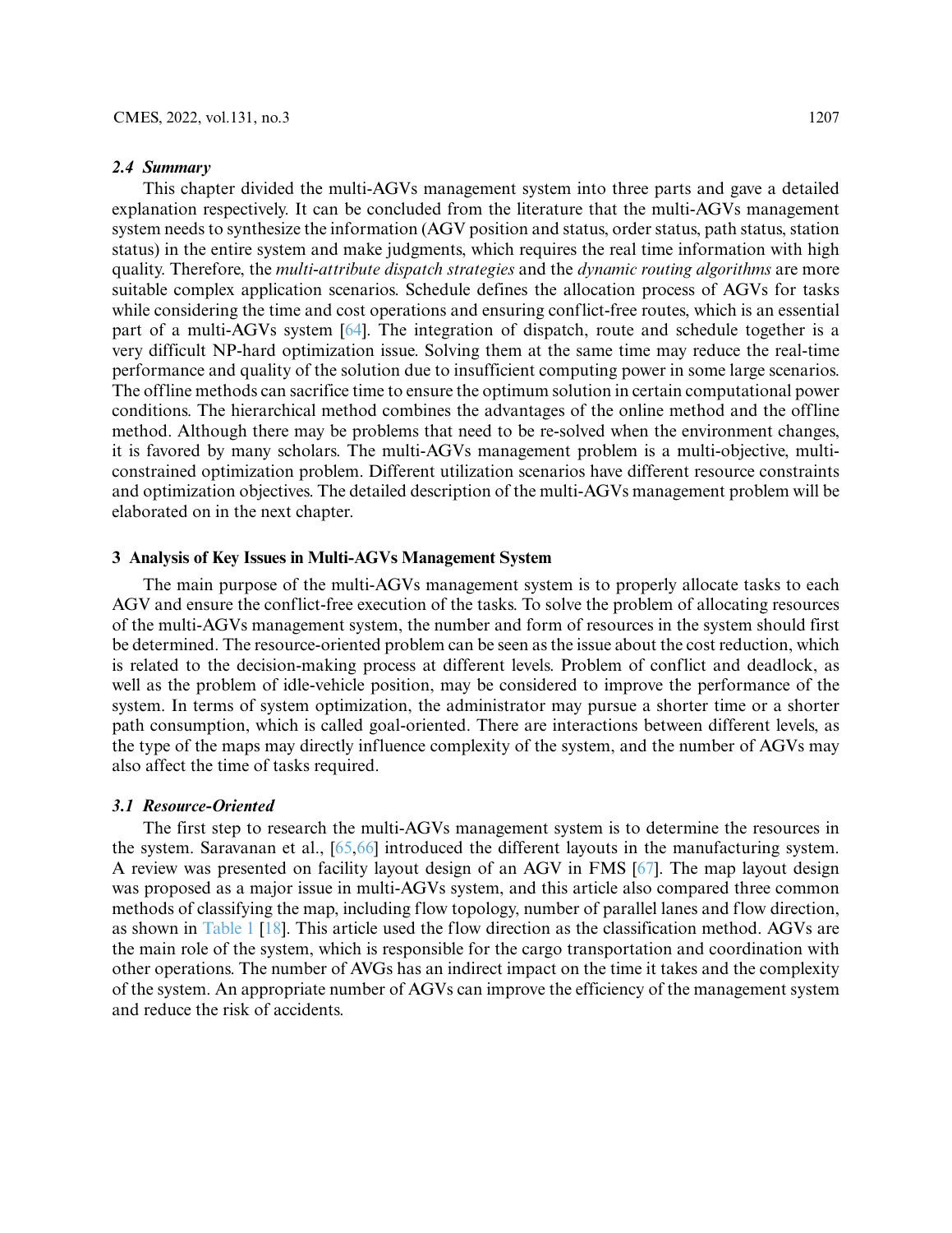### 2.4 Summary

This chapter divided the multi-AGVs management system into three parts and gave a detailed explanation respectively. It can be concluded from the literature that the multi-AGVs management system needs to synthesize the information (AGV position and status, order status, path status, station status) in the entire system and make judgments, which requires the real time information with high quality. Therefore, the *multi-attribute dispatch strategies* and the *dynamic routing algorithms* are more suitable complex application scenarios. Schedule defines the allocation process of AGVs for tasks while considering the time and cost operations and ensuring conflict-free routes, which is an essential part of a multi-AGVs system [64]. The integration of dispatch, route and schedule together is a very difficult NP-hard optimization issue. Solving them at the same time may reduce the real-time performance and quality of the solution due to insufficient computing power in some large scenarios. The offline methods can sacrifice time to ensure the optimum solution in certain computational power conditions. The hierarchical method combines the advantages of the online method and the offline method. Although there may be problems that need to be re-solved when the environment changes, it is favored by many scholars. The multi-AGVs management problem is a multi-objective, multi-constrained optimization problem. Different utilization scenarios have different resource constraints and optimization objectives. The detailed description of the multi-AGVs management problem will be elaborated on in the next chapter.

## 3 Analysis of Key Issues in Multi-AGVs Management System

The main purpose of the multi-AGVs management system is to properly allocate tasks to each AGV and ensure the conflict-free execution of the tasks. To solve the problem of allocating resources of the multi-AGVs management system, the number and form of resources in the system should first be determined. The resource-oriented problem can be seen as the issue about the cost reduction, which is related to the decision-making process at different levels. Problem of conflict and deadlock, as well as the problem of idle-vehicle position, may be considered to improve the performance of the system. In terms of system optimization, the administrator may pursue a shorter time or a shorter path consumption, which is called goal-oriented. There are interactions between different levels, as the type of the maps may directly influence complexity of the system, and the number of AGVs may also affect the time of tasks required.

### 3.1 Resource-Oriented

The first step to research the multi-AGVs management system is to determine the resources in the system. Saravanan et al., [65,66] introduced the different layouts in the manufacturing system. A review was presented on facility layout design of an AGV in FMS [67]. The map layout design was proposed as a major issue in multi-AGVs system, and this article also compared three common methods of classifying the map, including flow topology, number of parallel lanes and flow direction, as shown in Table 1 [18]. This article used the flow direction as the classification method. AGVs are the main role of the system, which is responsible for the cargo transportation and coordination with other operations. The number of AVGs has an indirect impact on the time it takes and the complexity of the system. An appropriate number of AGVs can improve the efficiency of the management system and reduce the risk of accidents.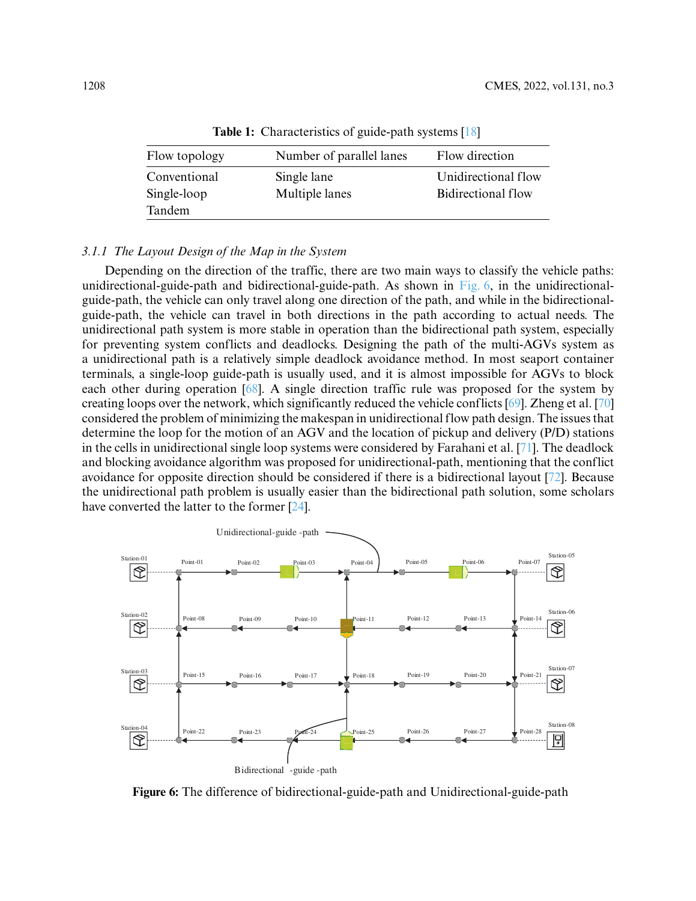**Table 1:** Characteristics of guide-path systems [18]

| Flow topology | Number of parallel lanes | Flow direction |
|---|---|---|
| Conventional | Single lane | Unidirectional flow |
| Single-loop | Multiple lanes | Bidirectional flow |
| Tandem | | |

### *3.1.1 The Layout Design of the Map in the System*

Depending on the direction of the traffic, there are two main ways to classify the vehicle paths: unidirectional-guide-path and bidirectional-guide-path. As shown in Fig. 6, in the unidirectional-guide-path, the vehicle can only travel along one direction of the path, and while in the bidirectional-guide-path, the vehicle can travel in both directions in the path according to actual needs. The unidirectional path system is more stable in operation than the bidirectional path system, especially for preventing system conflicts and deadlocks. Designing the path of the multi-AGVs system as a unidirectional path is a relatively simple deadlock avoidance method. In most seaport container terminals, a single-loop guide-path is usually used, and it is almost impossible for AGVs to block each other during operation [68]. A single direction traffic rule was proposed for the system by creating loops over the network, which significantly reduced the vehicle conflicts [69]. Zheng et al. [70] considered the problem of minimizing the makespan in unidirectional flow path design. The issues that determine the loop for the motion of an AGV and the location of pickup and delivery (P/D) stations in the cells in unidirectional single loop systems were considered by Farahani et al. [71]. The deadlock and blocking avoidance algorithm was proposed for unidirectional-path, mentioning that the conflict avoidance for opposite direction should be considered if there is a bidirectional layout [72]. Because the unidirectional path problem is usually easier than the bidirectional path solution, some scholars have converted the latter to the former [24].

Unidirectional-guide -path

Station-01
Point-01
Point-02
Point-03
Point-04
Point-05
Point-06
Point-07
Station-05

Station-02
Point-08
Point-09
Point-10
Point-11
Point-12
Point-13
Point-14
Station-06

Station-03
Point-15
Point-16
Point-17
Point-18
Point-19
Point-20
Point-21
Station-07

Station-04
Point-22
Point-23
Point-24
Point-25
Point-26
Point-27
Point-28
Station-08

Bidirectional -guide -path

**Figure 6:** The difference of bidirectional-guide-path and Unidirectional-guide-path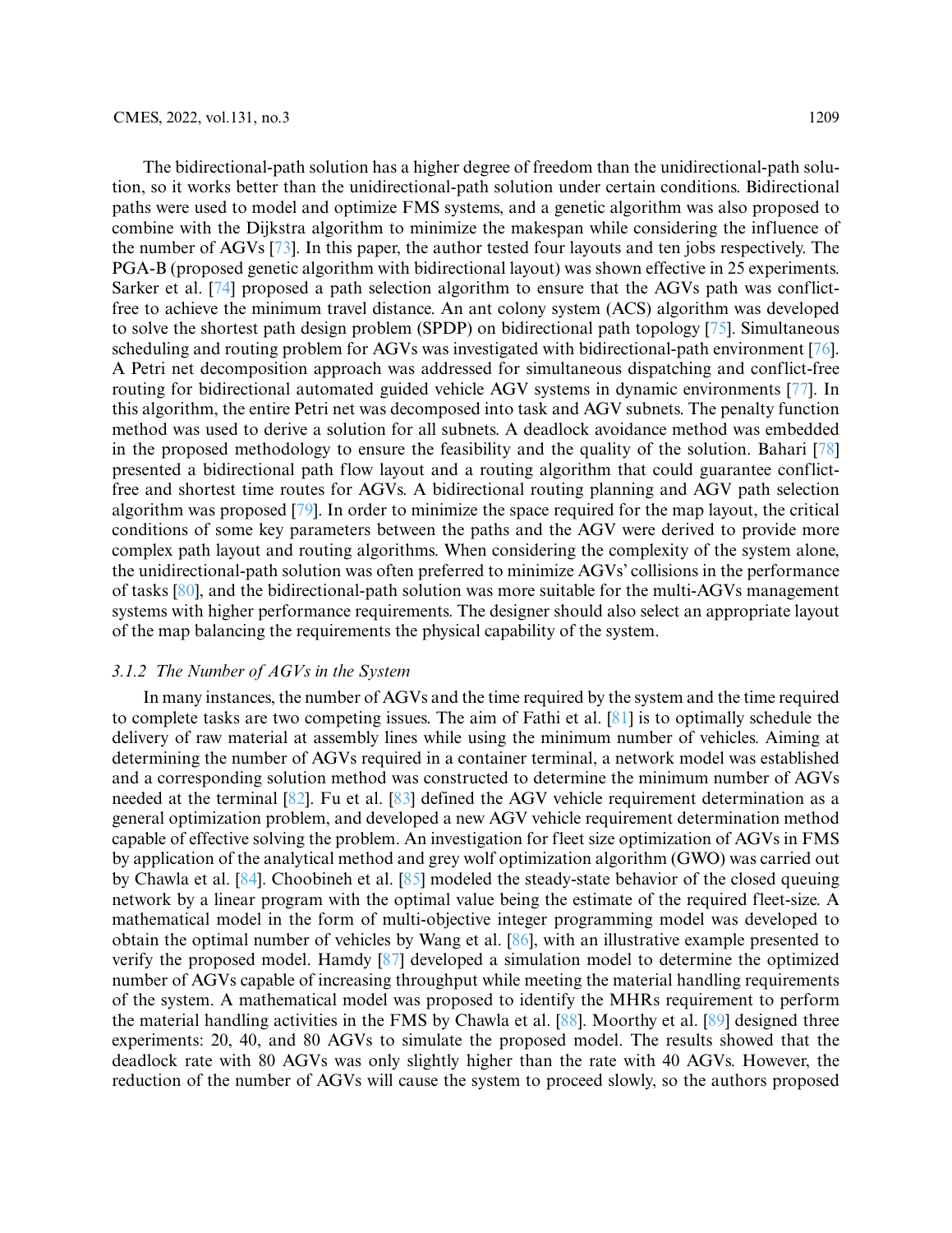The bidirectional-path solution has a higher degree of freedom than the unidirectional-path solution, so it works better than the unidirectional-path solution under certain conditions. Bidirectional paths were used to model and optimize FMS systems, and a genetic algorithm was also proposed to combine with the Dijkstra algorithm to minimize the makespan while considering the influence of the number of AGVs [73]. In this paper, the author tested four layouts and ten jobs respectively. The PGA-B (proposed genetic algorithm with bidirectional layout) was shown effective in 25 experiments. Sarker et al. [74] proposed a path selection algorithm to ensure that the AGVs path was conflict-free to achieve the minimum travel distance. An ant colony system (ACS) algorithm was developed to solve the shortest path design problem (SPDP) on bidirectional path topology [75]. Simultaneous scheduling and routing problem for AGVs was investigated with bidirectional-path environment [76]. A Petri net decomposition approach was addressed for simultaneous dispatching and conflict-free routing for bidirectional automated guided vehicle AGV systems in dynamic environments [77]. In this algorithm, the entire Petri net was decomposed into task and AGV subnets. The penalty function method was used to derive a solution for all subnets. A deadlock avoidance method was embedded in the proposed methodology to ensure the feasibility and the quality of the solution. Bahari [78] presented a bidirectional path flow layout and a routing algorithm that could guarantee conflict-free and shortest time routes for AGVs. A bidirectional routing planning and AGV path selection algorithm was proposed [79]. In order to minimize the space required for the map layout, the critical conditions of some key parameters between the paths and the AGV were derived to provide more complex path layout and routing algorithms. When considering the complexity of the system alone, the unidirectional-path solution was often preferred to minimize AGVs' collisions in the performance of tasks [80], and the bidirectional-path solution was more suitable for the multi-AGVs management systems with higher performance requirements. The designer should also select an appropriate layout of the map balancing the requirements the physical capability of the system.

#### *3.1.2 The Number of AGVs in the System*

In many instances, the number of AGVs and the time required by the system and the time required to complete tasks are two competing issues. The aim of Fathi et al. [81] is to optimally schedule the delivery of raw material at assembly lines while using the minimum number of vehicles. Aiming at determining the number of AGVs required in a container terminal, a network model was established and a corresponding solution method was constructed to determine the minimum number of AGVs needed at the terminal [82]. Fu et al. [83] defined the AGV vehicle requirement determination as a general optimization problem, and developed a new AGV vehicle requirement determination method capable of effective solving the problem. An investigation for fleet size optimization of AGVs in FMS by application of the analytical method and grey wolf optimization algorithm (GWO) was carried out by Chawla et al. [84]. Choobineh et al. [85] modeled the steady-state behavior of the closed queuing network by a linear program with the optimal value being the estimate of the required fleet-size. A mathematical model in the form of multi-objective integer programming model was developed to obtain the optimal number of vehicles by Wang et al. [86], with an illustrative example presented to verify the proposed model. Hamdy [87] developed a simulation model to determine the optimized number of AGVs capable of increasing throughput while meeting the material handling requirements of the system. A mathematical model was proposed to identify the MHRs requirement to perform the material handling activities in the FMS by Chawla et al. [88]. Moorthy et al. [89] designed three experiments: 20, 40, and 80 AGVs to simulate the proposed model. The results showed that the deadlock rate with 80 AGVs was only slightly higher than the rate with 40 AGVs. However, the reduction of the number of AGVs will cause the system to proceed slowly, so the authors proposed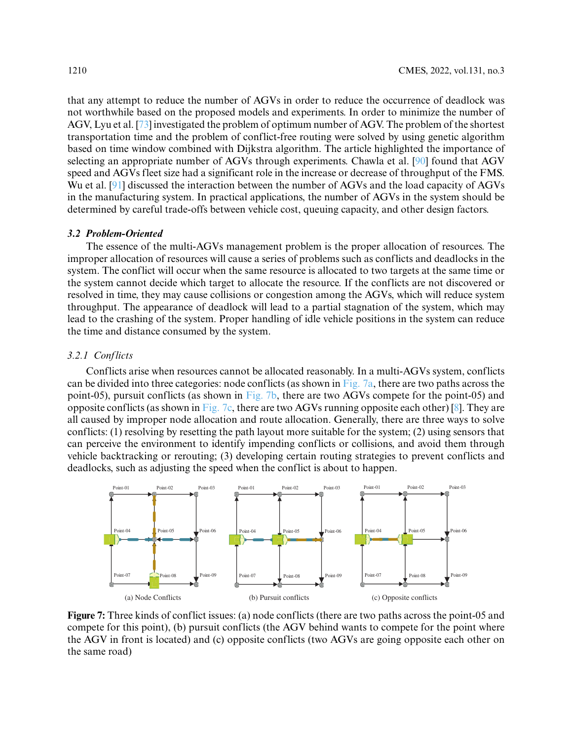that any attempt to reduce the number of AGVs in order to reduce the occurrence of deadlock was not worthwhile based on the proposed models and experiments. In order to minimize the number of AGV, Lyu et al. [73] investigated the problem of optimum number of AGV. The problem of the shortest transportation time and the problem of conflict-free routing were solved by using genetic algorithm based on time window combined with Dijkstra algorithm. The article highlighted the importance of selecting an appropriate number of AGVs through experiments. Chawla et al. [90] found that AGV speed and AGVs fleet size had a significant role in the increase or decrease of throughput of the FMS. Wu et al. [91] discussed the interaction between the number of AGVs and the load capacity of AGVs in the manufacturing system. In practical applications, the number of AGVs in the system should be determined by careful trade-offs between vehicle cost, queuing capacity, and other design factors.

### *3.2 Problem-Oriented*

The essence of the multi-AGVs management problem is the proper allocation of resources. The improper allocation of resources will cause a series of problems such as conflicts and deadlocks in the system. The conflict will occur when the same resource is allocated to two targets at the same time or the system cannot decide which target to allocate the resource. If the conflicts are not discovered or resolved in time, they may cause collisions or congestion among the AGVs, which will reduce system throughput. The appearance of deadlock will lead to a partial stagnation of the system, which may lead to the crashing of the system. Proper handling of idle vehicle positions in the system can reduce the time and distance consumed by the system.

#### *3.2.1 Conflicts*

Conflicts arise when resources cannot be allocated reasonably. In a multi-AGVs system, conflicts can be divided into three categories: node conflicts (as shown in Fig. 7a, there are two paths across the point-05), pursuit conflicts (as shown in Fig. 7b, there are two AGVs compete for the point-05) and opposite conflicts (as shown in Fig. 7c, there are two AGVs running opposite each other) [8]. They are all caused by improper node allocation and route allocation. Generally, there are three ways to solve conflicts: (1) resolving by resetting the path layout more suitable for the system; (2) using sensors that can perceive the environment to identify impending conflicts or collisions, and avoid them through vehicle backtracking or rerouting; (3) developing certain routing strategies to prevent conflicts and deadlocks, such as adjusting the speed when the conflict is about to happen.

Point-01 Point-02 Point-03 Point-04 Point-05 Point-06 Point-07 Point-08 Point-09

(a) Node Conflicts

(b) Pursuit conflicts

(c) Opposite conflicts

**Figure 7:** Three kinds of conflict issues: (a) node conflicts (there are two paths across the point-05 and compete for this point), (b) pursuit conflicts (the AGV behind wants to compete for the point where the AGV in front is located) and (c) opposite conflicts (two AGVs are going opposite each other on the same road)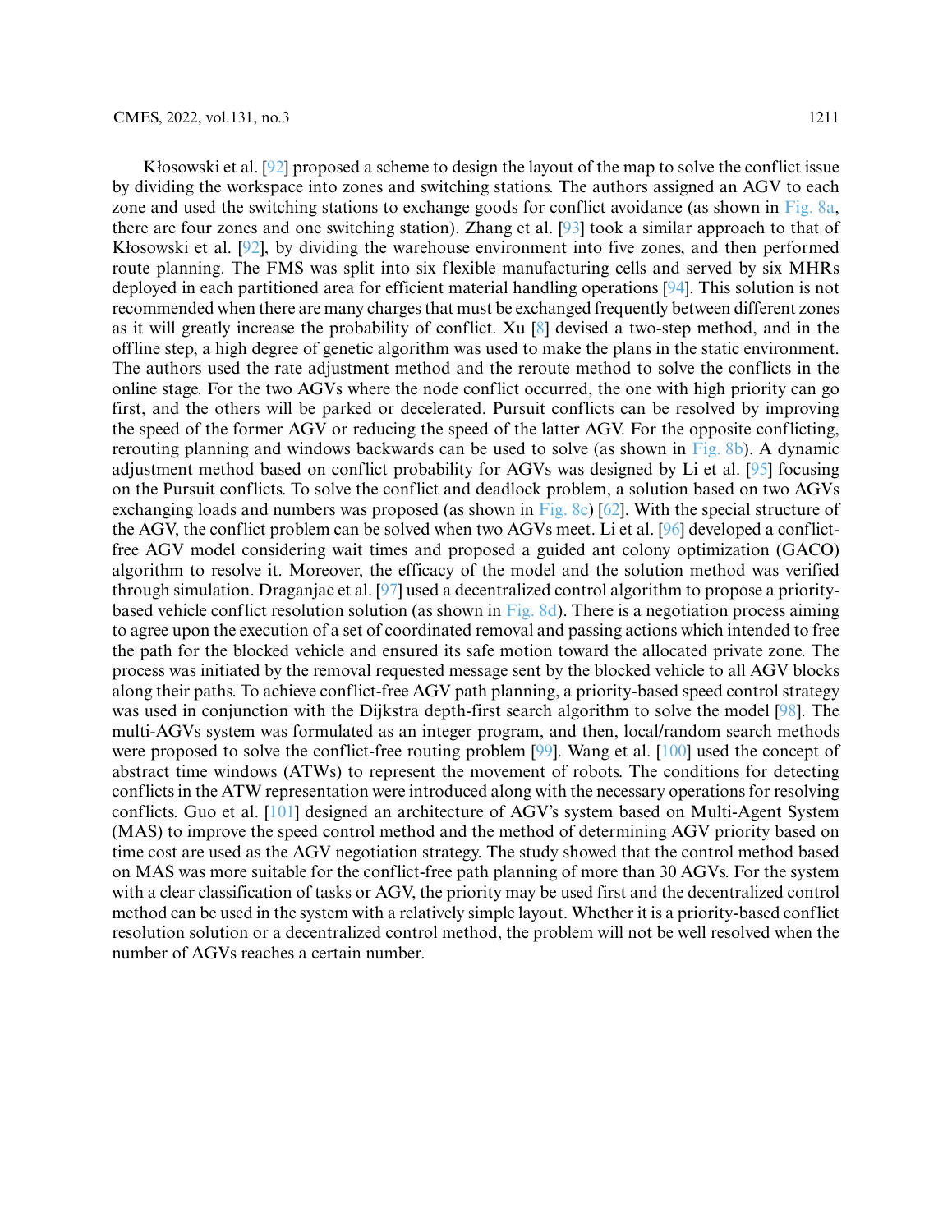Kłosowski et al. [92] proposed a scheme to design the layout of the map to solve the conflict issue by dividing the workspace into zones and switching stations. The authors assigned an AGV to each zone and used the switching stations to exchange goods for conflict avoidance (as shown in Fig. 8a, there are four zones and one switching station). Zhang et al. [93] took a similar approach to that of Kłosowski et al. [92], by dividing the warehouse environment into five zones, and then performed route planning. The FMS was split into six flexible manufacturing cells and served by six MHRs deployed in each partitioned area for efficient material handling operations [94]. This solution is not recommended when there are many charges that must be exchanged frequently between different zones as it will greatly increase the probability of conflict. Xu [8] devised a two-step method, and in the offline step, a high degree of genetic algorithm was used to make the plans in the static environment. The authors used the rate adjustment method and the reroute method to solve the conflicts in the online stage. For the two AGVs where the node conflict occurred, the one with high priority can go first, and the others will be parked or decelerated. Pursuit conflicts can be resolved by improving the speed of the former AGV or reducing the speed of the latter AGV. For the opposite conflicting, rerouting planning and windows backwards can be used to solve (as shown in Fig. 8b). A dynamic adjustment method based on conflict probability for AGVs was designed by Li et al. [95] focusing on the Pursuit conflicts. To solve the conflict and deadlock problem, a solution based on two AGVs exchanging loads and numbers was proposed (as shown in Fig. 8c) [62]. With the special structure of the AGV, the conflict problem can be solved when two AGVs meet. Li et al. [96] developed a conflict-free AGV model considering wait times and proposed a guided ant colony optimization (GACO) algorithm to resolve it. Moreover, the efficacy of the model and the solution method was verified through simulation. Draganjac et al. [97] used a decentralized control algorithm to propose a priority-based vehicle conflict resolution solution (as shown in Fig. 8d). There is a negotiation process aiming to agree upon the execution of a set of coordinated removal and passing actions which intended to free the path for the blocked vehicle and ensured its safe motion toward the allocated private zone. The process was initiated by the removal requested message sent by the blocked vehicle to all AGV blocks along their paths. To achieve conflict-free AGV path planning, a priority-based speed control strategy was used in conjunction with the Dijkstra depth-first search algorithm to solve the model [98]. The multi-AGVs system was formulated as an integer program, and then, local/random search methods were proposed to solve the conflict-free routing problem [99]. Wang et al. [100] used the concept of abstract time windows (ATWs) to represent the movement of robots. The conditions for detecting conflicts in the ATW representation were introduced along with the necessary operations for resolving conflicts. Guo et al. [101] designed an architecture of AGV's system based on Multi-Agent System (MAS) to improve the speed control method and the method of determining AGV priority based on time cost are used as the AGV negotiation strategy. The study showed that the control method based on MAS was more suitable for the conflict-free path planning of more than 30 AGVs. For the system with a clear classification of tasks or AGV, the priority may be used first and the decentralized control method can be used in the system with a relatively simple layout. Whether it is a priority-based conflict resolution solution or a decentralized control method, the problem will not be well resolved when the number of AGVs reaches a certain number.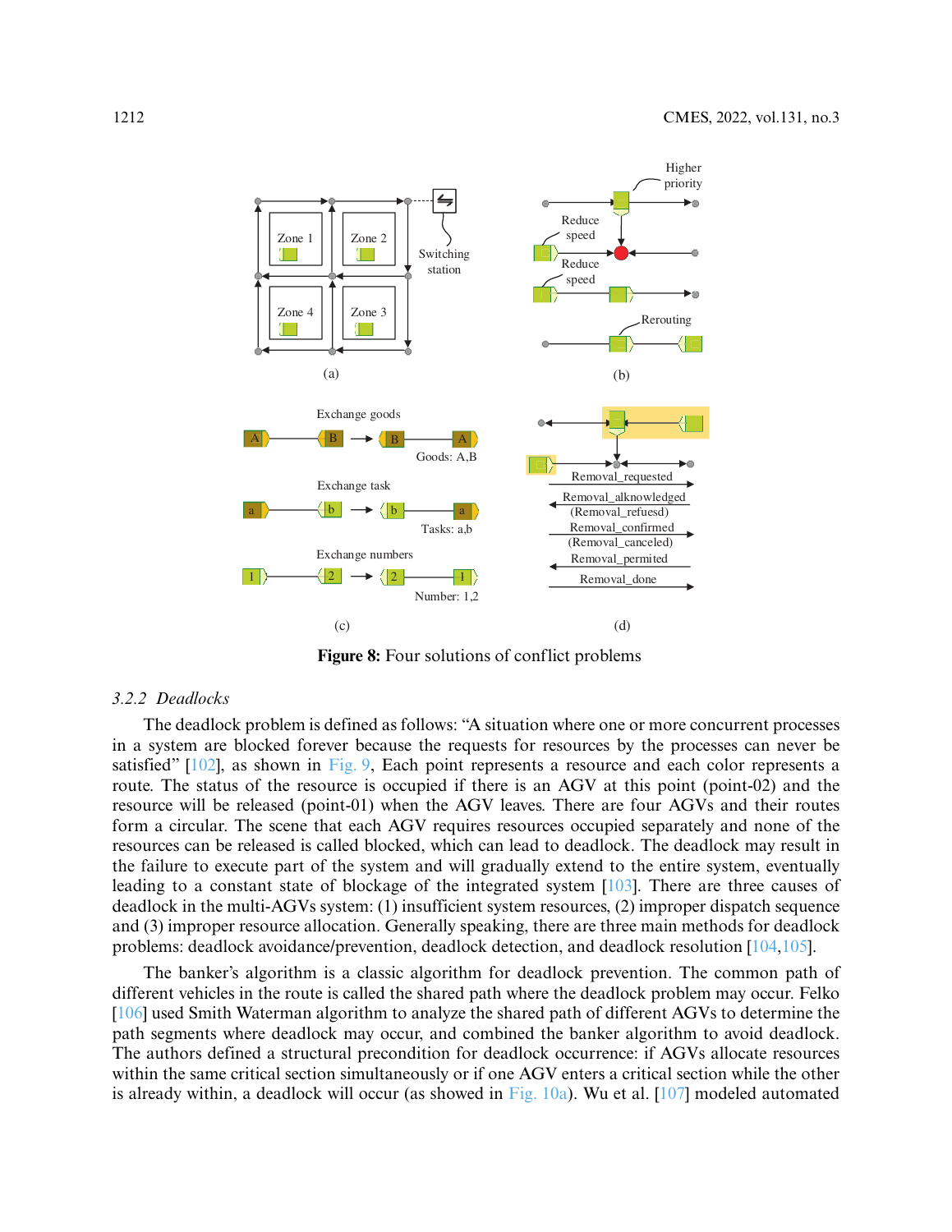Zone 1

Zone 2

Switching station

Zone 4

Zone 3

(a)

Higher priority

Reduce speed

Reduce speed

Rerouting

(b)

Exchange goods

A

B

B

A

Goods: A,B

Exchange task

a

b

b

a

Tasks: a,b

Exchange numbers

1

2

2

1

Number: 1,2

(c)

Removal_requested

Removal_alknowledged

(Removal_refuesd)

Removal_confirmed

(Removal_canceled)

Removal_permited

Removal_done

(d)

**Figure 8:** Four solutions of conflict problems

### *3.2.2 Deadlocks*

The deadlock problem is defined as follows: "A situation where one or more concurrent processes in a system are blocked forever because the requests for resources by the processes can never be satisfied" [102], as shown in Fig. 9, Each point represents a resource and each color represents a route. The status of the resource is occupied if there is an AGV at this point (point-02) and the resource will be released (point-01) when the AGV leaves. There are four AGVs and their routes form a circular. The scene that each AGV requires resources occupied separately and none of the resources can be released is called blocked, which can lead to deadlock. The deadlock may result in the failure to execute part of the system and will gradually extend to the entire system, eventually leading to a constant state of blockage of the integrated system [103]. There are three causes of deadlock in the multi-AGVs system: (1) insufficient system resources, (2) improper dispatch sequence and (3) improper resource allocation. Generally speaking, there are three main methods for deadlock problems: deadlock avoidance/prevention, deadlock detection, and deadlock resolution [104,105].

The banker's algorithm is a classic algorithm for deadlock prevention. The common path of different vehicles in the route is called the shared path where the deadlock problem may occur. Felko [106] used Smith Waterman algorithm to analyze the shared path of different AGVs to determine the path segments where deadlock may occur, and combined the banker algorithm to avoid deadlock. The authors defined a structural precondition for deadlock occurrence: if AGVs allocate resources within the same critical section simultaneously or if one AGV enters a critical section while the other is already within, a deadlock will occur (as showed in Fig. 10a). Wu et al. [107] modeled automated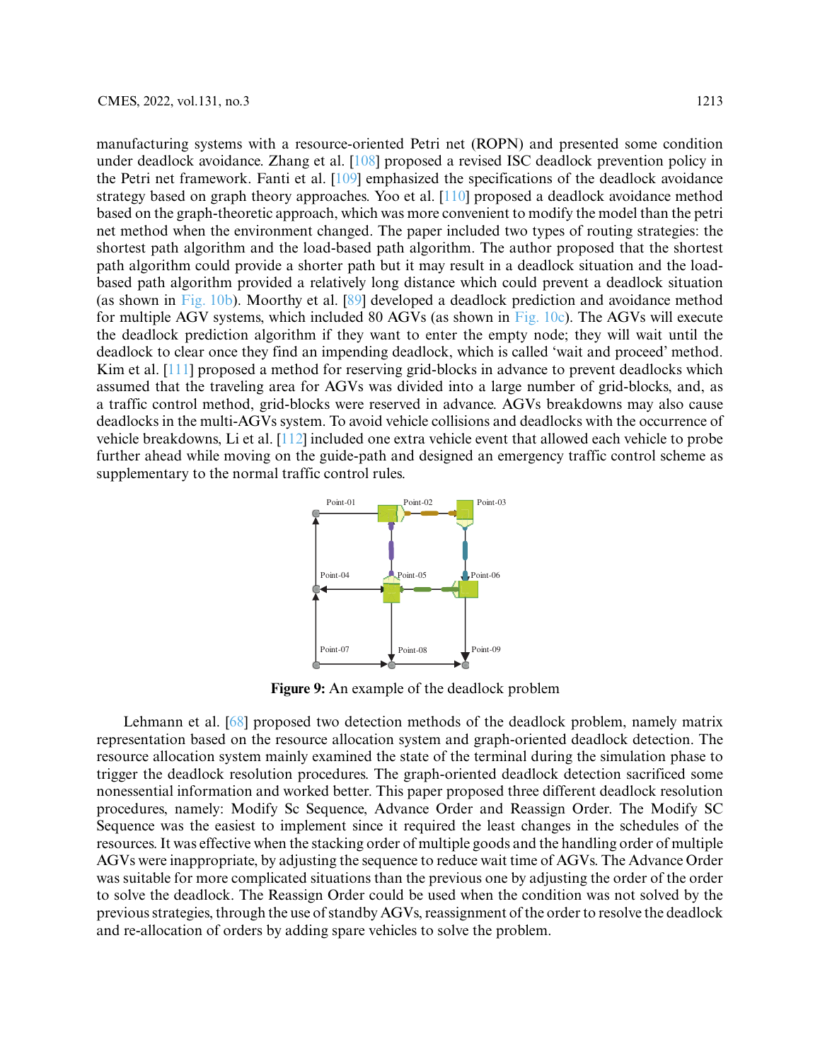manufacturing systems with a resource-oriented Petri net (ROPN) and presented some condition under deadlock avoidance. Zhang et al. [108] proposed a revised ISC deadlock prevention policy in the Petri net framework. Fanti et al. [109] emphasized the specifications of the deadlock avoidance strategy based on graph theory approaches. Yoo et al. [110] proposed a deadlock avoidance method based on the graph-theoretic approach, which was more convenient to modify the model than the petri net method when the environment changed. The paper included two types of routing strategies: the shortest path algorithm and the load-based path algorithm. The author proposed that the shortest path algorithm could provide a shorter path but it may result in a deadlock situation and the load-based path algorithm provided a relatively long distance which could prevent a deadlock situation (as shown in Fig. 10b). Moorthy et al. [89] developed a deadlock prediction and avoidance method for multiple AGV systems, which included 80 AGVs (as shown in Fig. 10c). The AGVs will execute the deadlock prediction algorithm if they want to enter the empty node; they will wait until the deadlock to clear once they find an impending deadlock, which is called 'wait and proceed' method. Kim et al. [111] proposed a method for reserving grid-blocks in advance to prevent deadlocks which assumed that the traveling area for AGVs was divided into a large number of grid-blocks, and, as a traffic control method, grid-blocks were reserved in advance. AGVs breakdowns may also cause deadlocks in the multi-AGVs system. To avoid vehicle collisions and deadlocks with the occurrence of vehicle breakdowns, Li et al. [112] included one extra vehicle event that allowed each vehicle to probe further ahead while moving on the guide-path and designed an emergency traffic control scheme as supplementary to the normal traffic control rules.

Point-01
Point-02
Point-03
Point-04
Point-05
Point-06
Point-07
Point-08
Point-09

**Figure 9:** An example of the deadlock problem

Lehmann et al. [68] proposed two detection methods of the deadlock problem, namely matrix representation based on the resource allocation system and graph-oriented deadlock detection. The resource allocation system mainly examined the state of the terminal during the simulation phase to trigger the deadlock resolution procedures. The graph-oriented deadlock detection sacrificed some nonessential information and worked better. This paper proposed three different deadlock resolution procedures, namely: Modify Sc Sequence, Advance Order and Reassign Order. The Modify SC Sequence was the easiest to implement since it required the least changes in the schedules of the resources. It was effective when the stacking order of multiple goods and the handling order of multiple AGVs were inappropriate, by adjusting the sequence to reduce wait time of AGVs. The Advance Order was suitable for more complicated situations than the previous one by adjusting the order of the order to solve the deadlock. The Reassign Order could be used when the condition was not solved by the previous strategies, through the use of standby AGVs, reassignment of the order to resolve the deadlock and re-allocation of orders by adding spare vehicles to solve the problem.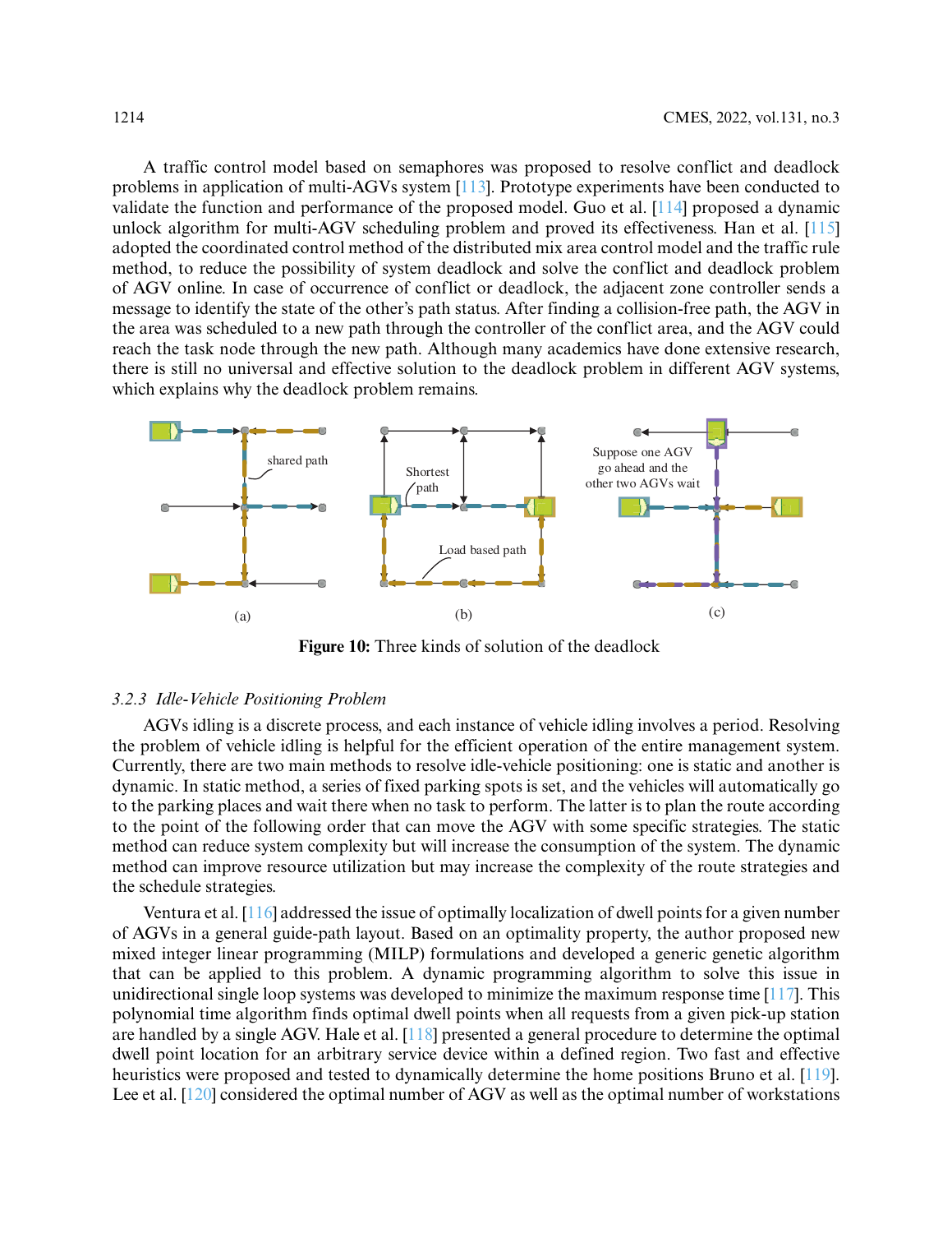A traffic control model based on semaphores was proposed to resolve conflict and deadlock problems in application of multi-AGVs system [113]. Prototype experiments have been conducted to validate the function and performance of the proposed model. Guo et al. [114] proposed a dynamic unlock algorithm for multi-AGV scheduling problem and proved its effectiveness. Han et al. [115] adopted the coordinated control method of the distributed mix area control model and the traffic rule method, to reduce the possibility of system deadlock and solve the conflict and deadlock problem of AGV online. In case of occurrence of conflict or deadlock, the adjacent zone controller sends a message to identify the state of the other's path status. After finding a collision-free path, the AGV in the area was scheduled to a new path through the controller of the conflict area, and the AGV could reach the task node through the new path. Although many academics have done extensive research, there is still no universal and effective solution to the deadlock problem in different AGV systems, which explains why the deadlock problem remains.

shared path

(a)

Shortest path

Load based path

(b)

Suppose one AGV go ahead and the other two AGVs wait

(c)

**Figure 10:** Three kinds of solution of the deadlock

### *3.2.3 Idle-Vehicle Positioning Problem*

AGVs idling is a discrete process, and each instance of vehicle idling involves a period. Resolving the problem of vehicle idling is helpful for the efficient operation of the entire management system. Currently, there are two main methods to resolve idle-vehicle positioning: one is static and another is dynamic. In static method, a series of fixed parking spots is set, and the vehicles will automatically go to the parking places and wait there when no task to perform. The latter is to plan the route according to the point of the following order that can move the AGV with some specific strategies. The static method can reduce system complexity but will increase the consumption of the system. The dynamic method can improve resource utilization but may increase the complexity of the route strategies and the schedule strategies.

Ventura et al. [116] addressed the issue of optimally localization of dwell points for a given number of AGVs in a general guide-path layout. Based on an optimality property, the author proposed new mixed integer linear programming (MILP) formulations and developed a generic genetic algorithm that can be applied to this problem. A dynamic programming algorithm to solve this issue in unidirectional single loop systems was developed to minimize the maximum response time [117]. This polynomial time algorithm finds optimal dwell points when all requests from a given pick-up station are handled by a single AGV. Hale et al. [118] presented a general procedure to determine the optimal dwell point location for an arbitrary service device within a defined region. Two fast and effective heuristics were proposed and tested to dynamically determine the home positions Bruno et al. [119]. Lee et al. [120] considered the optimal number of AGV as well as the optimal number of workstations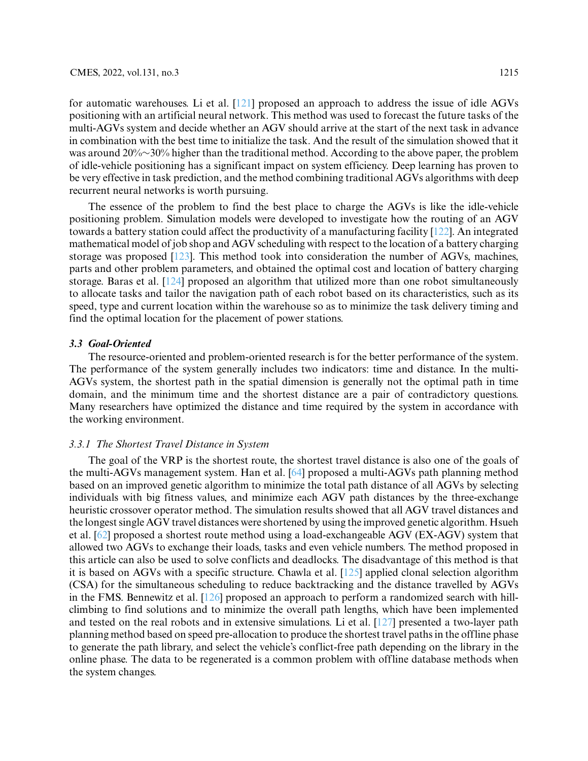for automatic warehouses. Li et al. [121] proposed an approach to address the issue of idle AGVs positioning with an artificial neural network. This method was used to forecast the future tasks of the multi-AGVs system and decide whether an AGV should arrive at the start of the next task in advance in combination with the best time to initialize the task. And the result of the simulation showed that it was around 20%∼30% higher than the traditional method. According to the above paper, the problem of idle-vehicle positioning has a significant impact on system efficiency. Deep learning has proven to be very effective in task prediction, and the method combining traditional AGVs algorithms with deep recurrent neural networks is worth pursuing.

The essence of the problem to find the best place to charge the AGVs is like the idle-vehicle positioning problem. Simulation models were developed to investigate how the routing of an AGV towards a battery station could affect the productivity of a manufacturing facility [122]. An integrated mathematical model of job shop and AGV scheduling with respect to the location of a battery charging storage was proposed [123]. This method took into consideration the number of AGVs, machines, parts and other problem parameters, and obtained the optimal cost and location of battery charging storage. Baras et al. [124] proposed an algorithm that utilized more than one robot simultaneously to allocate tasks and tailor the navigation path of each robot based on its characteristics, such as its speed, type and current location within the warehouse so as to minimize the task delivery timing and find the optimal location for the placement of power stations.

### 3.3 Goal-Oriented

The resource-oriented and problem-oriented research is for the better performance of the system. The performance of the system generally includes two indicators: time and distance. In the multi-AGVs system, the shortest path in the spatial dimension is generally not the optimal path in time domain, and the minimum time and the shortest distance are a pair of contradictory questions. Many researchers have optimized the distance and time required by the system in accordance with the working environment.

#### 3.3.1 The Shortest Travel Distance in System

The goal of the VRP is the shortest route, the shortest travel distance is also one of the goals of the multi-AGVs management system. Han et al. [64] proposed a multi-AGVs path planning method based on an improved genetic algorithm to minimize the total path distance of all AGVs by selecting individuals with big fitness values, and minimize each AGV path distances by the three-exchange heuristic crossover operator method. The simulation results showed that all AGV travel distances and the longest single AGV travel distances were shortened by using the improved genetic algorithm. Hsueh et al. [62] proposed a shortest route method using a load-exchangeable AGV (EX-AGV) system that allowed two AGVs to exchange their loads, tasks and even vehicle numbers. The method proposed in this article can also be used to solve conflicts and deadlocks. The disadvantage of this method is that it is based on AGVs with a specific structure. Chawla et al. [125] applied clonal selection algorithm (CSA) for the simultaneous scheduling to reduce backtracking and the distance travelled by AGVs in the FMS. Bennewitz et al. [126] proposed an approach to perform a randomized search with hill-climbing to find solutions and to minimize the overall path lengths, which have been implemented and tested on the real robots and in extensive simulations. Li et al. [127] presented a two-layer path planning method based on speed pre-allocation to produce the shortest travel paths in the offline phase to generate the path library, and select the vehicle's conflict-free path depending on the library in the online phase. The data to be regenerated is a common problem with offline database methods when the system changes.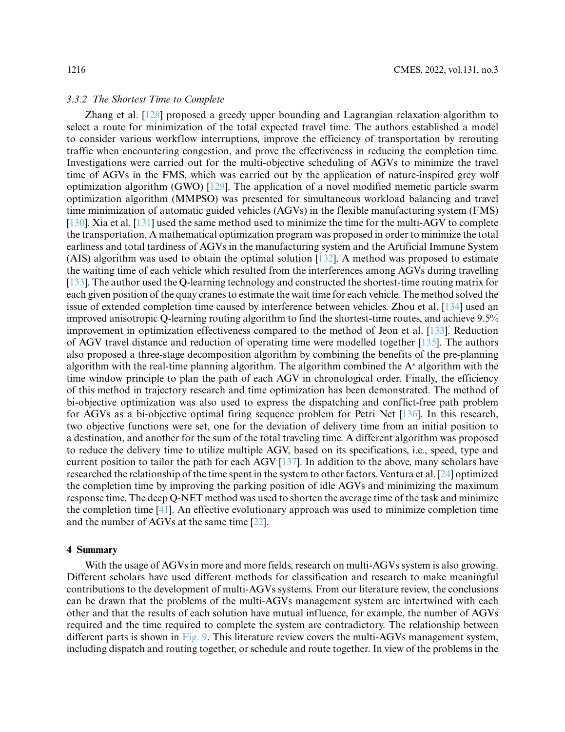### *3.3.2 The Shortest Time to Complete*

Zhang et al. [128] proposed a greedy upper bounding and Lagrangian relaxation algorithm to select a route for minimization of the total expected travel time. The authors established a model to consider various workflow interruptions, improve the efficiency of transportation by rerouting traffic when encountering congestion, and prove the effectiveness in reducing the completion time. Investigations were carried out for the multi-objective scheduling of AGVs to minimize the travel time of AGVs in the FMS, which was carried out by the application of nature-inspired grey wolf optimization algorithm (GWO) [129]. The application of a novel modified memetic particle swarm optimization algorithm (MMPSO) was presented for simultaneous workload balancing and travel time minimization of automatic guided vehicles (AGVs) in the flexible manufacturing system (FMS) [130]. Xia et al. [131] used the same method used to minimize the time for the multi-AGV to complete the transportation. A mathematical optimization program was proposed in order to minimize the total earliness and total tardiness of AGVs in the manufacturing system and the Artificial Immune System (AIS) algorithm was used to obtain the optimal solution [132]. A method was proposed to estimate the waiting time of each vehicle which resulted from the interferences among AGVs during travelling [133]. The author used the Q-learning technology and constructed the shortest-time routing matrix for each given position of the quay cranes to estimate the wait time for each vehicle. The method solved the issue of extended completion time caused by interference between vehicles. Zhou et al. [134] used an improved anisotropic Q-learning routing algorithm to find the shortest-time routes, and achieve 9.5% improvement in optimization effectiveness compared to the method of Jeon et al. [133]. Reduction of AGV travel distance and reduction of operating time were modelled together [135]. The authors also proposed a three-stage decomposition algorithm by combining the benefits of the pre-planning algorithm with the real-time planning algorithm. The algorithm combined the A* algorithm with the time window principle to plan the path of each AGV in chronological order. Finally, the efficiency of this method in trajectory research and time optimization has been demonstrated. The method of bi-objective optimization was also used to express the dispatching and conflict-free path problem for AGVs as a bi-objective optimal firing sequence problem for Petri Net [136]. In this research, two objective functions were set, one for the deviation of delivery time from an initial position to a destination, and another for the sum of the total traveling time. A different algorithm was proposed to reduce the delivery time to utilize multiple AGV, based on its specifications, i.e., speed, type and current position to tailor the path for each AGV [137]. In addition to the above, many scholars have researched the relationship of the time spent in the system to other factors. Ventura et al. [24] optimized the completion time by improving the parking position of idle AGVs and minimizing the maximum response time. The deep Q-NET method was used to shorten the average time of the task and minimize the completion time [41]. An effective evolutionary approach was used to minimize completion time and the number of AGVs at the same time [22].

## 4 Summary

With the usage of AGVs in more and more fields, research on multi-AGVs system is also growing. Different scholars have used different methods for classification and research to make meaningful contributions to the development of multi-AGVs systems. From our literature review, the conclusions can be drawn that the problems of the multi-AGVs management system are intertwined with each other and that the results of each solution have mutual influence, for example, the number of AGVs required and the time required to complete the system are contradictory. The relationship between different parts is shown in Fig. 9. This literature review covers the multi-AGVs management system, including dispatch and routing together, or schedule and route together. In view of the problems in the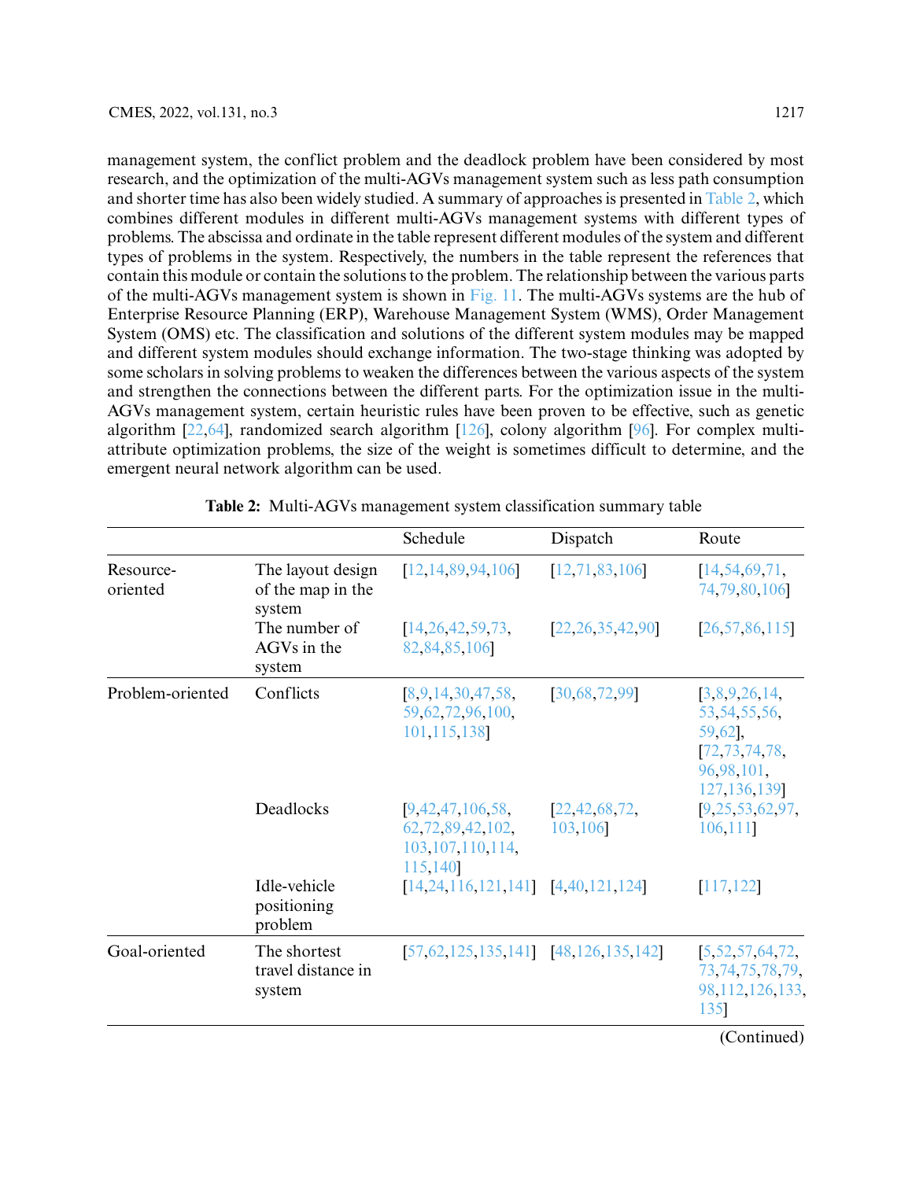management system, the conflict problem and the deadlock problem have been considered by most research, and the optimization of the multi-AGVs management system such as less path consumption and shorter time has also been widely studied. A summary of approaches is presented in Table 2, which combines different modules in different multi-AGVs management systems with different types of problems. The abscissa and ordinate in the table represent different modules of the system and different types of problems in the system. Respectively, the numbers in the table represent the references that contain this module or contain the solutions to the problem. The relationship between the various parts of the multi-AGVs management system is shown in Fig. 11. The multi-AGVs systems are the hub of Enterprise Resource Planning (ERP), Warehouse Management System (WMS), Order Management System (OMS) etc. The classification and solutions of the different system modules may be mapped and different system modules should exchange information. The two-stage thinking was adopted by some scholars in solving problems to weaken the differences between the various aspects of the system and strengthen the connections between the different parts. For the optimization issue in the multi-AGVs management system, certain heuristic rules have been proven to be effective, such as genetic algorithm [22,64], randomized search algorithm [126], colony algorithm [96]. For complex multi-attribute optimization problems, the size of the weight is sometimes difficult to determine, and the emergent neural network algorithm can be used.

**Table 2:** Multi-AGVs management system classification summary table

| | | Schedule | Dispatch | Route |
|---|---|---|---|---|
| Resource-oriented | The layout design of the map in the system | [12,14,89,94,106] | [12,71,83,106] | [14,54,69,71,74,79,80,106] |
| | The number of AGVs in the system | [14,26,42,59,73,82,84,85,106] | [22,26,35,42,90] | [26,57,86,115] |
| Problem-oriented | Conflicts | [8,9,14,30,47,58,59,62,72,96,100,101,115,138] | [30,68,72,99] | [3,8,9,26,14,53,54,55,56,59,62], [72,73,74,78,96,98,101,127,136,139] |
| | Deadlocks | [9,42,47,106,58,62,72,89,42,102,103,107,110,114,115,140] | [22,42,68,72,103,106] | [9,25,53,62,97,106,111] |
| | Idle-vehicle positioning problem | [14,24,116,121,141] | [4,40,121,124] | [117,122] |
| Goal-oriented | The shortest travel distance in system | [57,62,125,135,141] | [48,126,135,142] | [5,52,57,64,72,73,74,75,78,79,98,112,126,133,135] |

(Continued)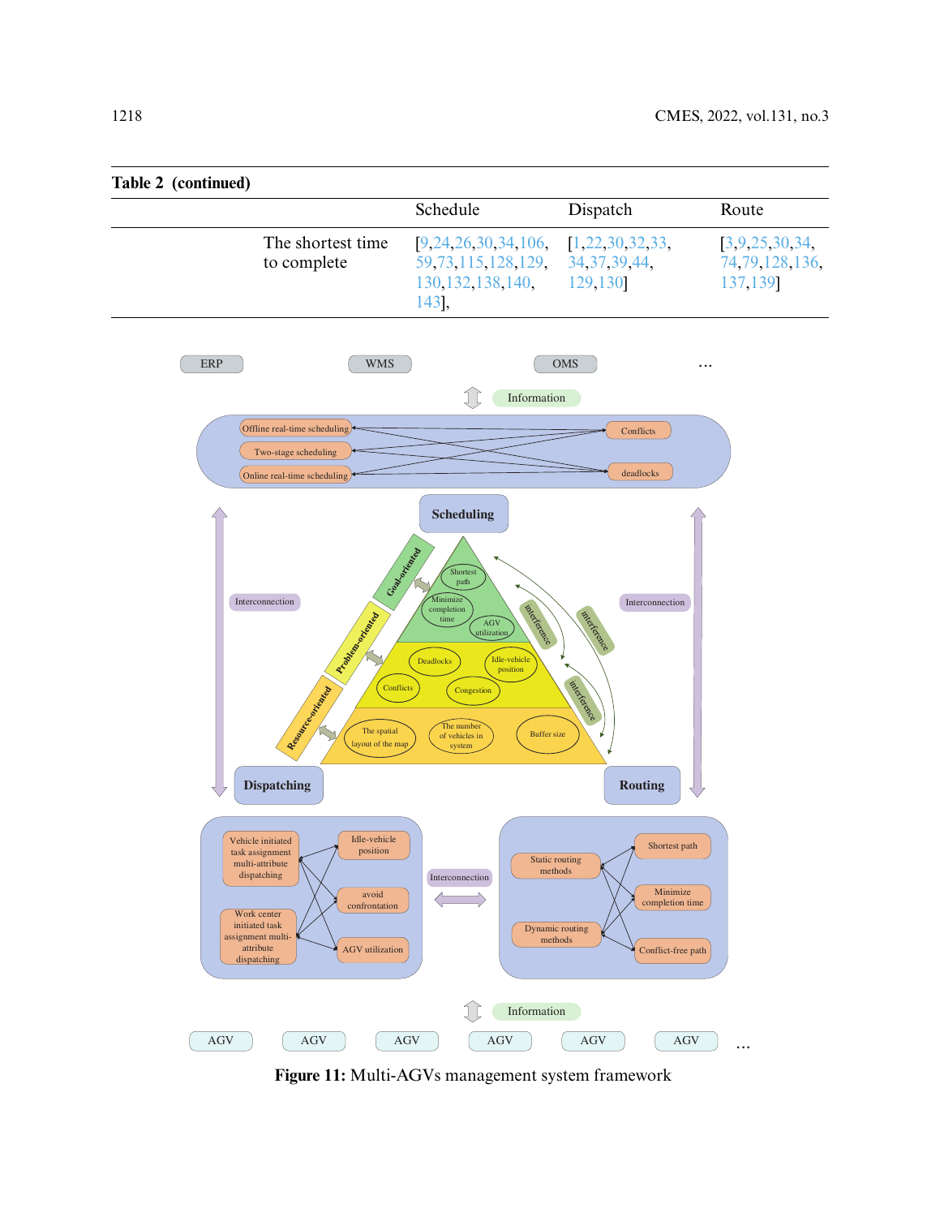**Table 2 (continued)**

| | Schedule | Dispatch | Route |
|---|---|---|---|
| The shortest time to complete | [9,24,26,30,34,106, 59,73,115,128,129, 130,132,138,140, 143], | [1,22,30,32,33, 34,37,39,44, 129,130] | [3,9,25,30,34, 74,79,128,136, 137,139] |

ERP
WMS
OMS
...
Information
Offline real-time scheduling
Two-stage scheduling
Online real-time scheduling
Conflicts
deadlocks
Scheduling
Goal-oriented
Problem-oriented
Resource-oriented
Shortest path
Minimize completion time
AGV utilization
Deadlocks
Idle-vehicle position
Conflicts
Congestion
The spatial layout of the map
The number of vehicles in system
Buffer size
interference
interference
interference
Interconnection
Interconnection
Dispatching
Routing
Vehicle initiated task assignment multi-attribute dispatching
Work center initiated task assignment multi-attribute dispatching
Idle-vehicle position
avoid confrontation
AGV utilization
Interconnection
Static routing methods
Dynamic routing methods
Shortest path
Minimize completion time
Conflict-free path
Information
AGV AGV AGV AGV AGV AGV ...

**Figure 11:** Multi-AGVs management system framework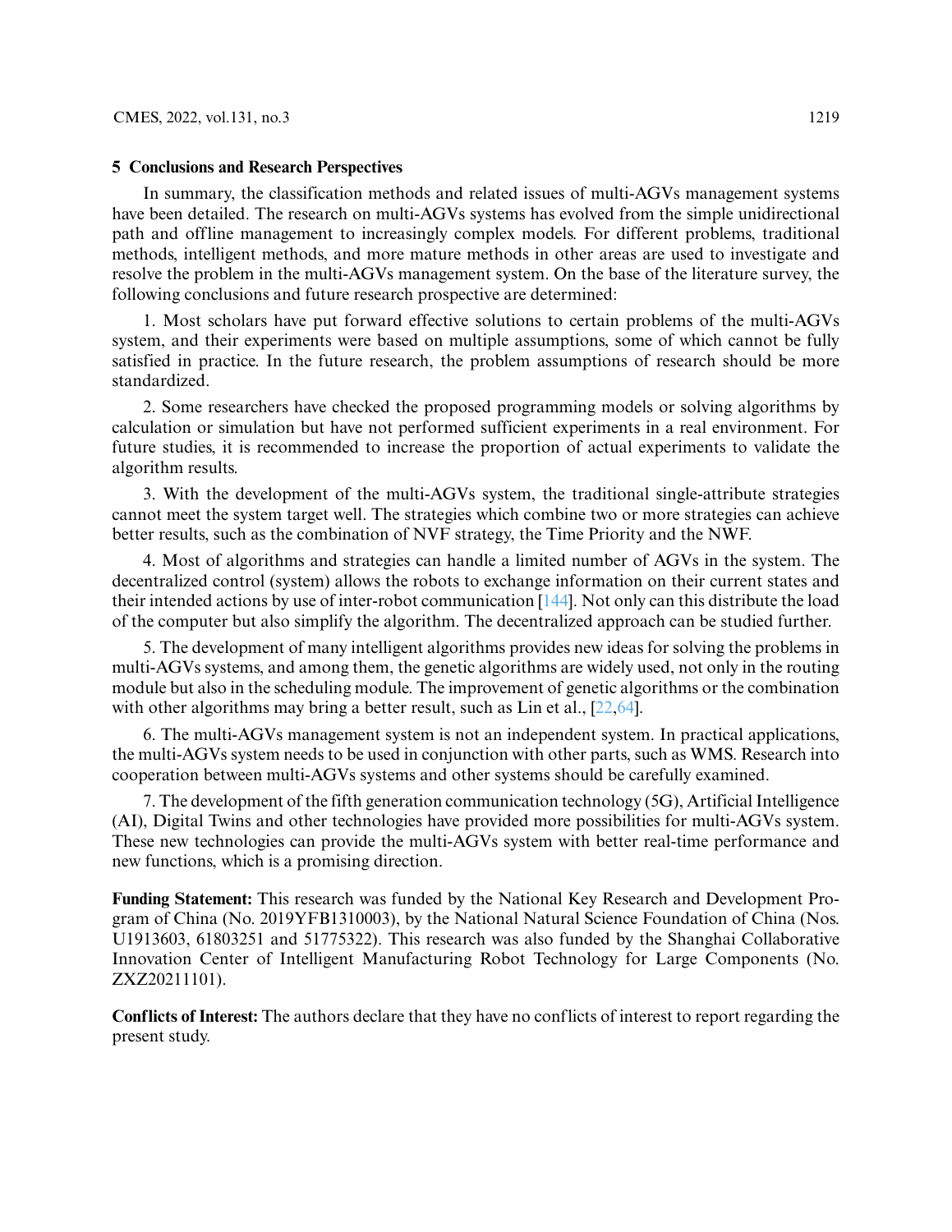## 5 Conclusions and Research Perspectives

In summary, the classification methods and related issues of multi-AGVs management systems have been detailed. The research on multi-AGVs systems has evolved from the simple unidirectional path and offline management to increasingly complex models. For different problems, traditional methods, intelligent methods, and more mature methods in other areas are used to investigate and resolve the problem in the multi-AGVs management system. On the base of the literature survey, the following conclusions and future research prospective are determined:

1. Most scholars have put forward effective solutions to certain problems of the multi-AGVs system, and their experiments were based on multiple assumptions, some of which cannot be fully satisfied in practice. In the future research, the problem assumptions of research should be more standardized.

2. Some researchers have checked the proposed programming models or solving algorithms by calculation or simulation but have not performed sufficient experiments in a real environment. For future studies, it is recommended to increase the proportion of actual experiments to validate the algorithm results.

3. With the development of the multi-AGVs system, the traditional single-attribute strategies cannot meet the system target well. The strategies which combine two or more strategies can achieve better results, such as the combination of NVF strategy, the Time Priority and the NWF.

4. Most of algorithms and strategies can handle a limited number of AGVs in the system. The decentralized control (system) allows the robots to exchange information on their current states and their intended actions by use of inter-robot communication [144]. Not only can this distribute the load of the computer but also simplify the algorithm. The decentralized approach can be studied further.

5. The development of many intelligent algorithms provides new ideas for solving the problems in multi-AGVs systems, and among them, the genetic algorithms are widely used, not only in the routing module but also in the scheduling module. The improvement of genetic algorithms or the combination with other algorithms may bring a better result, such as Lin et al., [22,64].

6. The multi-AGVs management system is not an independent system. In practical applications, the multi-AGVs system needs to be used in conjunction with other parts, such as WMS. Research into cooperation between multi-AGVs systems and other systems should be carefully examined.

7. The development of the fifth generation communication technology (5G), Artificial Intelligence (AI), Digital Twins and other technologies have provided more possibilities for multi-AGVs system. These new technologies can provide the multi-AGVs system with better real-time performance and new functions, which is a promising direction.

**Funding Statement:** This research was funded by the National Key Research and Development Program of China (No. 2019YFB1310003), by the National Natural Science Foundation of China (Nos. U1913603, 61803251 and 51775322). This research was also funded by the Shanghai Collaborative Innovation Center of Intelligent Manufacturing Robot Technology for Large Components (No. ZXZ20211101).

**Conflicts of Interest:** The authors declare that they have no conflicts of interest to report regarding the present study.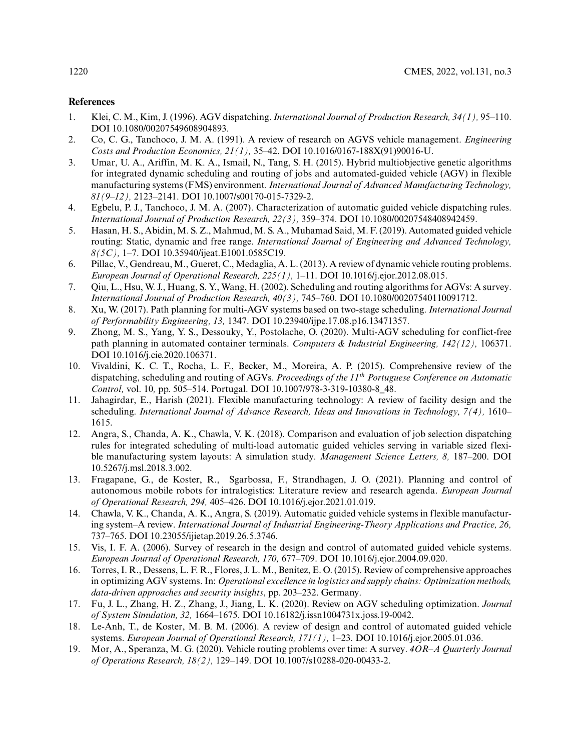## References

1. Klei, C. M., Kim, J. (1996). AGV dispatching. *International Journal of Production Research, 34(1),* 95–110. DOI 10.1080/00207549608904893.
2. Co, C. G., Tanchoco, J. M. A. (1991). A review of research on AGVS vehicle management. *Engineering Costs and Production Economics, 21(1),* 35–42. DOI 10.1016/0167-188X(91)90016-U.
3. Umar, U. A., Ariffin, M. K. A., Ismail, N., Tang, S. H. (2015). Hybrid multiobjective genetic algorithms for integrated dynamic scheduling and routing of jobs and automated-guided vehicle (AGV) in flexible manufacturing systems (FMS) environment. *International Journal of Advanced Manufacturing Technology, 81(9–12),* 2123–2141. DOI 10.1007/s00170-015-7329-2.
4. Egbelu, P. J., Tanchoco, J. M. A. (2007). Characterization of automatic guided vehicle dispatching rules. *International Journal of Production Research, 22(3),* 359–374. DOI 10.1080/00207548408942459.
5. Hasan, H. S., Abidin, M. S. Z., Mahmud, M. S. A., Muhamad Said, M. F. (2019). Automated guided vehicle routing: Static, dynamic and free range. *International Journal of Engineering and Advanced Technology, 8(5C),* 1–7. DOI 10.35940/ijeat.E1001.0585C19.
6. Pillac, V., Gendreau, M., Gueret, C., Medaglia, A. L. (2013). A review of dynamic vehicle routing problems. *European Journal of Operational Research, 225(1),* 1–11. DOI 10.1016/j.ejor.2012.08.015.
7. Qiu, L., Hsu, W. J., Huang, S. Y., Wang, H. (2002). Scheduling and routing algorithms for AGVs: A survey. *International Journal of Production Research, 40(3),* 745–760. DOI 10.1080/00207540110091712.
8. Xu, W. (2017). Path planning for multi-AGV systems based on two-stage scheduling. *International Journal of Performability Engineering, 13,* 1347. DOI 10.23940/ijpe.17.08.p16.13471357.
9. Zhong, M. S., Yang, Y. S., Dessouky, Y., Postolache, O. (2020). Multi-AGV scheduling for conflict-free path planning in automated container terminals. *Computers & Industrial Engineering, 142(12),* 106371. DOI 10.1016/j.cie.2020.106371.
10. Vivaldini, K. C. T., Rocha, L. F., Becker, M., Moreira, A. P. (2015). Comprehensive review of the dispatching, scheduling and routing of AGVs. *Proceedings of the 11th Portuguese Conference on Automatic Control,* vol. 10*,* pp. 505–514. Portugal. DOI 10.1007/978-3-319-10380-8_48.
11. Jahagirdar, E., Harish (2021). Flexible manufacturing technology: A review of facility design and the scheduling. *International Journal of Advance Research, Ideas and Innovations in Technology, 7(4),* 1610–1615.
12. Angra, S., Chanda, A. K., Chawla, V. K. (2018). Comparison and evaluation of job selection dispatching rules for integrated scheduling of multi-load automatic guided vehicles serving in variable sized flexible manufacturing system layouts: A simulation study. *Management Science Letters, 8,* 187–200. DOI 10.5267/j.msl.2018.3.002.
13. Fragapane, G., de Koster, R., Sgarbossa, F., Strandhagen, J. O. (2021). Planning and control of autonomous mobile robots for intralogistics: Literature review and research agenda. *European Journal of Operational Research, 294,* 405–426. DOI 10.1016/j.ejor.2021.01.019.
14. Chawla, V. K., Chanda, A. K., Angra, S. (2019). Automatic guided vehicle systems in flexible manufacturing system–A review. *International Journal of Industrial Engineering-Theory Applications and Practice, 26,* 737–765. DOI 10.23055/ijietap.2019.26.5.3746.
15. Vis, I. F. A. (2006). Survey of research in the design and control of automated guided vehicle systems. *European Journal of Operational Research, 170,* 677–709. DOI 10.1016/j.ejor.2004.09.020.
16. Torres, I. R., Dessens, L. F. R., Flores, J. L. M., Benítez, E. O. (2015). Review of comprehensive approaches in optimizing AGV systems. In: *Operational excellence in logistics and supply chains: Optimization methods, data-driven approaches and security insights*, pp. 203–232. Germany.
17. Fu, J. L., Zhang, H. Z., Zhang, J., Jiang, L. K. (2020). Review on AGV scheduling optimization. *Journal of System Simulation, 32,* 1664–1675. DOI 10.16182/j.issn1004731x.joss.19-0042.
18. Le-Anh, T., de Koster, M. B. M. (2006). A review of design and control of automated guided vehicle systems. *European Journal of Operational Research, 171(1),* 1–23. DOI 10.1016/j.ejor.2005.01.036.
19. Mor, A., Speranza, M. G. (2020). Vehicle routing problems over time: A survey. *4OR–A Quarterly Journal of Operations Research, 18(2),* 129–149. DOI 10.1007/s10288-020-00433-2.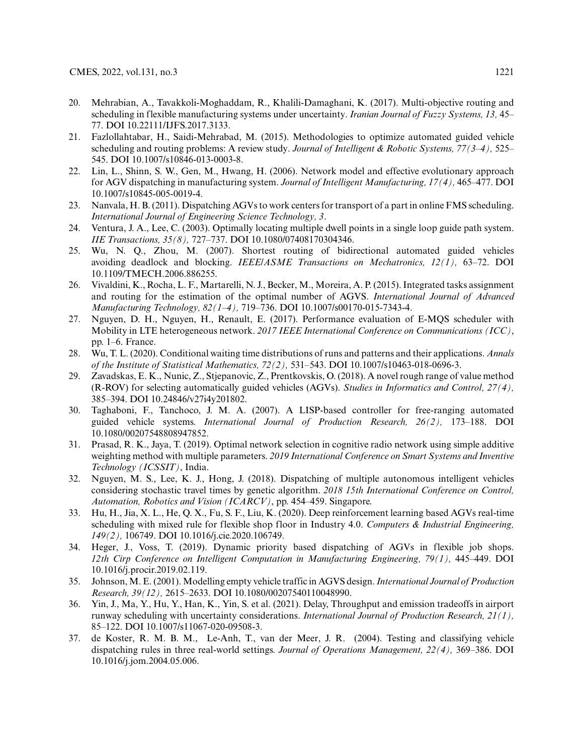20. Mehrabian, A., Tavakkoli-Moghaddam, R., Khalili-Damaghani, K. (2017). Multi-objective routing and scheduling in flexible manufacturing systems under uncertainty. *Iranian Journal of Fuzzy Systems, 13,* 45–77. DOI 10.22111/IJFS.2017.3133.
21. Fazlollahtabar, H., Saidi-Mehrabad, M. (2015). Methodologies to optimize automated guided vehicle scheduling and routing problems: A review study. *Journal of Intelligent & Robotic Systems, 77(3–4),* 525–545. DOI 10.1007/s10846-013-0003-8.
22. Lin, L., Shinn, S. W., Gen, M., Hwang, H. (2006). Network model and effective evolutionary approach for AGV dispatching in manufacturing system. *Journal of Intelligent Manufacturing, 17(4),* 465–477. DOI 10.1007/s10845-005-0019-4.
23. Nanvala, H. B. (2011). Dispatching AGVs to work centers for transport of a part in online FMS scheduling. *International Journal of Engineering Science Technology, 3*.
24. Ventura, J. A., Lee, C. (2003). Optimally locating multiple dwell points in a single loop guide path system. *IIE Transactions, 35(8),* 727–737. DOI 10.1080/07408170304346.
25. Wu, N. Q., Zhou, M. (2007). Shortest routing of bidirectional automated guided vehicles avoiding deadlock and blocking. *IEEE/ASME Transactions on Mechatronics, 12(1),* 63–72. DOI 10.1109/TMECH.2006.886255.
26. Vivaldini, K., Rocha, L. F., Martarelli, N. J., Becker, M., Moreira, A. P. (2015). Integrated tasks assignment and routing for the estimation of the optimal number of AGVS. *International Journal of Advanced Manufacturing Technology, 82(1–4),* 719–736. DOI 10.1007/s00170-015-7343-4.
27. Nguyen, D. H., Nguyen, H., Renault, E. (2017). Performance evaluation of E-MQS scheduler with Mobility in LTE heterogeneous network. *2017 IEEE International Conference on Communications (ICC)*, pp. 1–6. France.
28. Wu, T. L. (2020). Conditional waiting time distributions of runs and patterns and their applications. *Annals of the Institute of Statistical Mathematics, 72(2),* 531–543. DOI 10.1007/s10463-018-0696-3.
29. Zavadskas, E. K., Nunic, Z., Stjepanovic, Z., Prentkovskis, O. (2018). A novel rough range of value method (R-ROV) for selecting automatically guided vehicles (AGVs). *Studies in Informatics and Control, 27(4),* 385–394. DOI 10.24846/v27i4y201802.
30. Taghaboni, F., Tanchoco, J. M. A. (2007). A LISP-based controller for free-ranging automated guided vehicle systems. *International Journal of Production Research, 26(2),* 173–188. DOI 10.1080/00207548808947852.
31. Prasad, R. K., Jaya, T. (2019). Optimal network selection in cognitive radio network using simple additive weighting method with multiple parameters. *2019 International Conference on Smart Systems and Inventive Technology (ICSSIT)*, India.
32. Nguyen, M. S., Lee, K. J., Hong, J. (2018). Dispatching of multiple autonomous intelligent vehicles considering stochastic travel times by genetic algorithm. *2018 15th International Conference on Control, Automation, Robotics and Vision (ICARCV)*, pp. 454–459. Singapore.
33. Hu, H., Jia, X. L., He, Q. X., Fu, S. F., Liu, K. (2020). Deep reinforcement learning based AGVs real-time scheduling with mixed rule for flexible shop floor in Industry 4.0. *Computers & Industrial Engineering, 149(2),* 106749. DOI 10.1016/j.cie.2020.106749.
34. Heger, J., Voss, T. (2019). Dynamic priority based dispatching of AGVs in flexible job shops. *12th Cirp Conference on Intelligent Computation in Manufacturing Engineering, 79(1),* 445–449. DOI 10.1016/j.procir.2019.02.119.
35. Johnson, M. E. (2001). Modelling empty vehicle traffic in AGVS design. *International Journal of Production Research, 39(12),* 2615–2633. DOI 10.1080/00207540110048990.
36. Yin, J., Ma, Y., Hu, Y., Han, K., Yin, S. et al. (2021). Delay, Throughput and emission tradeoffs in airport runway scheduling with uncertainty considerations. *International Journal of Production Research, 21(1),* 85–122. DOI 10.1007/s11067-020-09508-3.
37. de Koster, R. M. B. M., Le-Anh, T., van der Meer, J. R. (2004). Testing and classifying vehicle dispatching rules in three real-world settings. *Journal of Operations Management, 22(4),* 369–386. DOI 10.1016/j.jom.2004.05.006.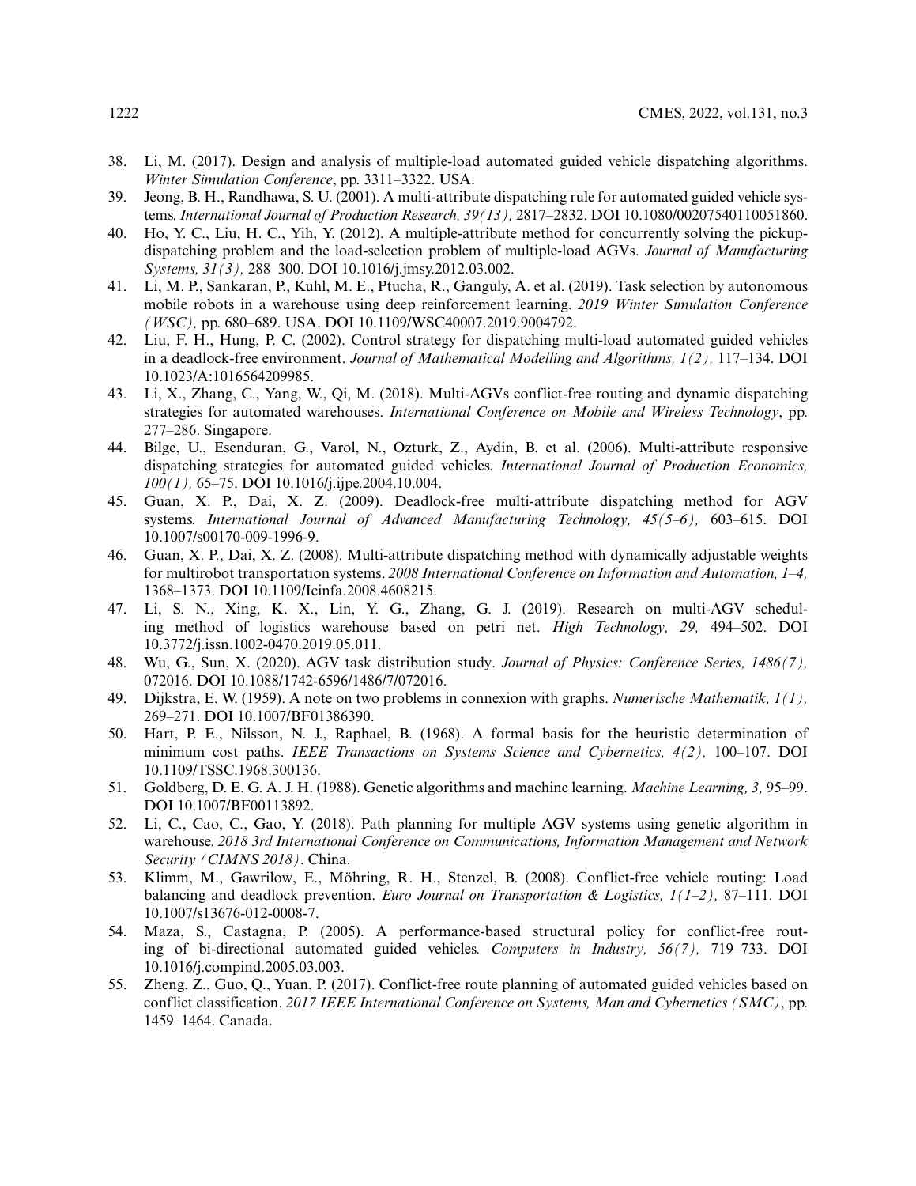38. Li, M. (2017). Design and analysis of multiple-load automated guided vehicle dispatching algorithms. *Winter Simulation Conference*, pp. 3311–3322. USA.
39. Jeong, B. H., Randhawa, S. U. (2001). A multi-attribute dispatching rule for automated guided vehicle systems. *International Journal of Production Research, 39(13),* 2817–2832. DOI 10.1080/00207540110051860.
40. Ho, Y. C., Liu, H. C., Yih, Y. (2012). A multiple-attribute method for concurrently solving the pickup-dispatching problem and the load-selection problem of multiple-load AGVs. *Journal of Manufacturing Systems, 31(3),* 288–300. DOI 10.1016/j.jmsy.2012.03.002.
41. Li, M. P., Sankaran, P., Kuhl, M. E., Ptucha, R., Ganguly, A. et al. (2019). Task selection by autonomous mobile robots in a warehouse using deep reinforcement learning. *2019 Winter Simulation Conference (WSC),* pp. 680–689. USA. DOI 10.1109/WSC40007.2019.9004792.
42. Liu, F. H., Hung, P. C. (2002). Control strategy for dispatching multi-load automated guided vehicles in a deadlock-free environment. *Journal of Mathematical Modelling and Algorithms, 1(2),* 117–134. DOI 10.1023/A:1016564209985.
43. Li, X., Zhang, C., Yang, W., Qi, M. (2018). Multi-AGVs conflict-free routing and dynamic dispatching strategies for automated warehouses. *International Conference on Mobile and Wireless Technology*, pp. 277–286. Singapore.
44. Bilge, U., Esenduran, G., Varol, N., Ozturk, Z., Aydin, B. et al. (2006). Multi-attribute responsive dispatching strategies for automated guided vehicles. *International Journal of Production Economics, 100(1),* 65–75. DOI 10.1016/j.ijpe.2004.10.004.
45. Guan, X. P., Dai, X. Z. (2009). Deadlock-free multi-attribute dispatching method for AGV systems. *International Journal of Advanced Manufacturing Technology, 45(5–6),* 603–615. DOI 10.1007/s00170-009-1996-9.
46. Guan, X. P., Dai, X. Z. (2008). Multi-attribute dispatching method with dynamically adjustable weights for multirobot transportation systems. *2008 International Conference on Information and Automation, 1–4,* 1368–1373. DOI 10.1109/Icinfa.2008.4608215.
47. Li, S. N., Xing, K. X., Lin, Y. G., Zhang, G. J. (2019). Research on multi-AGV scheduling method of logistics warehouse based on petri net. *High Technology, 29,* 494–502. DOI 10.3772/j.issn.1002-0470.2019.05.011.
48. Wu, G., Sun, X. (2020). AGV task distribution study. *Journal of Physics: Conference Series, 1486(7),* 072016. DOI 10.1088/1742-6596/1486/7/072016.
49. Dijkstra, E. W. (1959). A note on two problems in connexion with graphs. *Numerische Mathematik, 1(1),* 269–271. DOI 10.1007/BF01386390.
50. Hart, P. E., Nilsson, N. J., Raphael, B. (1968). A formal basis for the heuristic determination of minimum cost paths. *IEEE Transactions on Systems Science and Cybernetics, 4(2),* 100–107. DOI 10.1109/TSSC.1968.300136.
51. Goldberg, D. E. G. A. J. H. (1988). Genetic algorithms and machine learning. *Machine Learning, 3,* 95–99. DOI 10.1007/BF00113892.
52. Li, C., Cao, C., Gao, Y. (2018). Path planning for multiple AGV systems using genetic algorithm in warehouse. *2018 3rd International Conference on Communications, Information Management and Network Security (CIMNS 2018)*. China.
53. Klimm, M., Gawrilow, E., Möhring, R. H., Stenzel, B. (2008). Conflict-free vehicle routing: Load balancing and deadlock prevention. *Euro Journal on Transportation & Logistics, 1(1–2),* 87–111. DOI 10.1007/s13676-012-0008-7.
54. Maza, S., Castagna, P. (2005). A performance-based structural policy for conflict-free routing of bi-directional automated guided vehicles. *Computers in Industry, 56(7),* 719–733. DOI 10.1016/j.compind.2005.03.003.
55. Zheng, Z., Guo, Q., Yuan, P. (2017). Conflict-free route planning of automated guided vehicles based on conflict classification. *2017 IEEE International Conference on Systems, Man and Cybernetics (SMC)*, pp. 1459–1464. Canada.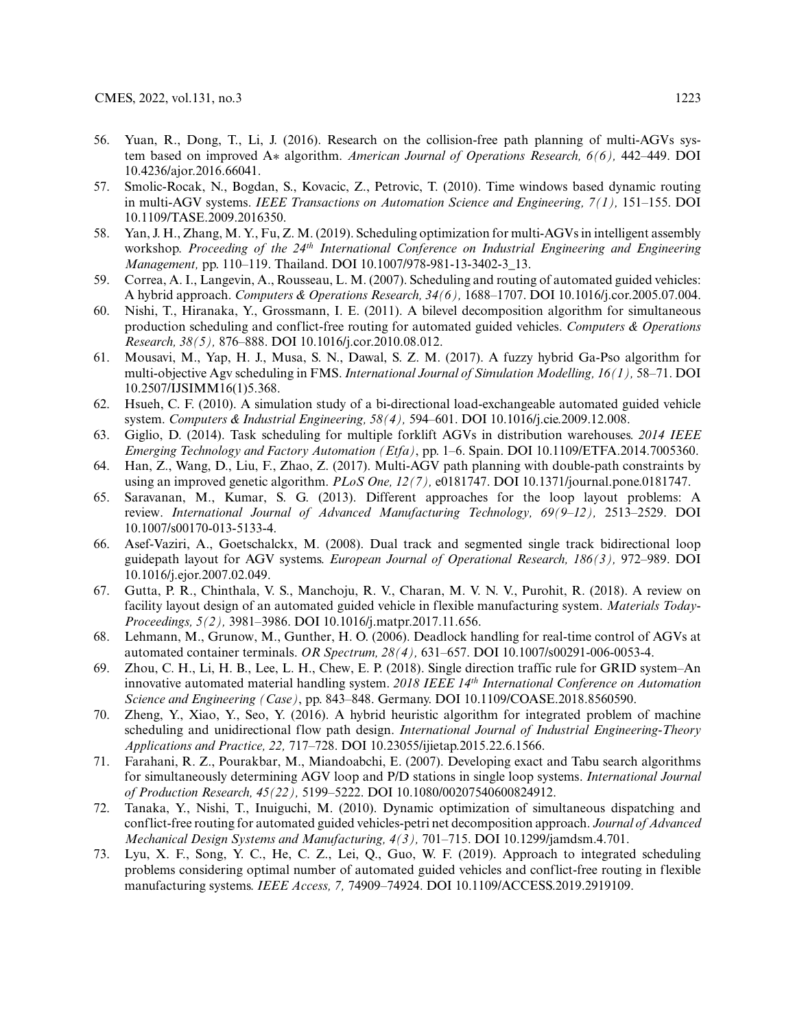56. Yuan, R., Dong, T., Li, J. (2016). Research on the collision-free path planning of multi-AGVs system based on improved A∗ algorithm. *American Journal of Operations Research, 6(6),* 442–449. DOI 10.4236/ajor.2016.66041.
57. Smolic-Rocak, N., Bogdan, S., Kovacic, Z., Petrovic, T. (2010). Time windows based dynamic routing in multi-AGV systems. *IEEE Transactions on Automation Science and Engineering, 7(1),* 151–155. DOI 10.1109/TASE.2009.2016350.
58. Yan, J. H., Zhang, M. Y., Fu, Z. M. (2019). Scheduling optimization for multi-AGVs in intelligent assembly workshop. *Proceeding of the 24th International Conference on Industrial Engineering and Engineering Management,* pp. 110–119. Thailand. DOI 10.1007/978-981-13-3402-3_13.
59. Correa, A. I., Langevin, A., Rousseau, L. M. (2007). Scheduling and routing of automated guided vehicles: A hybrid approach. *Computers & Operations Research, 34(6),* 1688–1707. DOI 10.1016/j.cor.2005.07.004.
60. Nishi, T., Hiranaka, Y., Grossmann, I. E. (2011). A bilevel decomposition algorithm for simultaneous production scheduling and conflict-free routing for automated guided vehicles. *Computers & Operations Research, 38(5),* 876–888. DOI 10.1016/j.cor.2010.08.012.
61. Mousavi, M., Yap, H. J., Musa, S. N., Dawal, S. Z. M. (2017). A fuzzy hybrid Ga-Pso algorithm for multi-objective Agv scheduling in FMS. *International Journal of Simulation Modelling, 16(1),* 58–71. DOI 10.2507/IJSIMM16(1)5.368.
62. Hsueh, C. F. (2010). A simulation study of a bi-directional load-exchangeable automated guided vehicle system. *Computers & Industrial Engineering, 58(4),* 594–601. DOI 10.1016/j.cie.2009.12.008.
63. Giglio, D. (2014). Task scheduling for multiple forklift AGVs in distribution warehouses. *2014 IEEE Emerging Technology and Factory Automation (Etfa)*, pp. 1–6. Spain. DOI 10.1109/ETFA.2014.7005360.
64. Han, Z., Wang, D., Liu, F., Zhao, Z. (2017). Multi-AGV path planning with double-path constraints by using an improved genetic algorithm. *PLoS One, 12(7),* e0181747. DOI 10.1371/journal.pone.0181747.
65. Saravanan, M., Kumar, S. G. (2013). Different approaches for the loop layout problems: A review. *International Journal of Advanced Manufacturing Technology, 69(9–12),* 2513–2529. DOI 10.1007/s00170-013-5133-4.
66. Asef-Vaziri, A., Goetschalckx, M. (2008). Dual track and segmented single track bidirectional loop guidepath layout for AGV systems. *European Journal of Operational Research, 186(3),* 972–989. DOI 10.1016/j.ejor.2007.02.049.
67. Gutta, P. R., Chinthala, V. S., Manchoju, R. V., Charan, M. V. N. V., Purohit, R. (2018). A review on facility layout design of an automated guided vehicle in flexible manufacturing system. *Materials Today-Proceedings, 5(2),* 3981–3986. DOI 10.1016/j.matpr.2017.11.656.
68. Lehmann, M., Grunow, M., Gunther, H. O. (2006). Deadlock handling for real-time control of AGVs at automated container terminals. *OR Spectrum, 28(4),* 631–657. DOI 10.1007/s00291-006-0053-4.
69. Zhou, C. H., Li, H. B., Lee, L. H., Chew, E. P. (2018). Single direction traffic rule for GRID system–An innovative automated material handling system. *2018 IEEE 14th International Conference on Automation Science and Engineering (Case)*, pp. 843–848. Germany. DOI 10.1109/COASE.2018.8560590.
70. Zheng, Y., Xiao, Y., Seo, Y. (2016). A hybrid heuristic algorithm for integrated problem of machine scheduling and unidirectional flow path design. *International Journal of Industrial Engineering-Theory Applications and Practice, 22,* 717–728. DOI 10.23055/ijietap.2015.22.6.1566.
71. Farahani, R. Z., Pourakbar, M., Miandoabchi, E. (2007). Developing exact and Tabu search algorithms for simultaneously determining AGV loop and P/D stations in single loop systems. *International Journal of Production Research, 45(22),* 5199–5222. DOI 10.1080/00207540600824912.
72. Tanaka, Y., Nishi, T., Inuiguchi, M. (2010). Dynamic optimization of simultaneous dispatching and conflict-free routing for automated guided vehicles-petri net decomposition approach. *Journal of Advanced Mechanical Design Systems and Manufacturing, 4(3),* 701–715. DOI 10.1299/jamdsm.4.701.
73. Lyu, X. F., Song, Y. C., He, C. Z., Lei, Q., Guo, W. F. (2019). Approach to integrated scheduling problems considering optimal number of automated guided vehicles and conflict-free routing in flexible manufacturing systems. *IEEE Access, 7,* 74909–74924. DOI 10.1109/ACCESS.2019.2919109.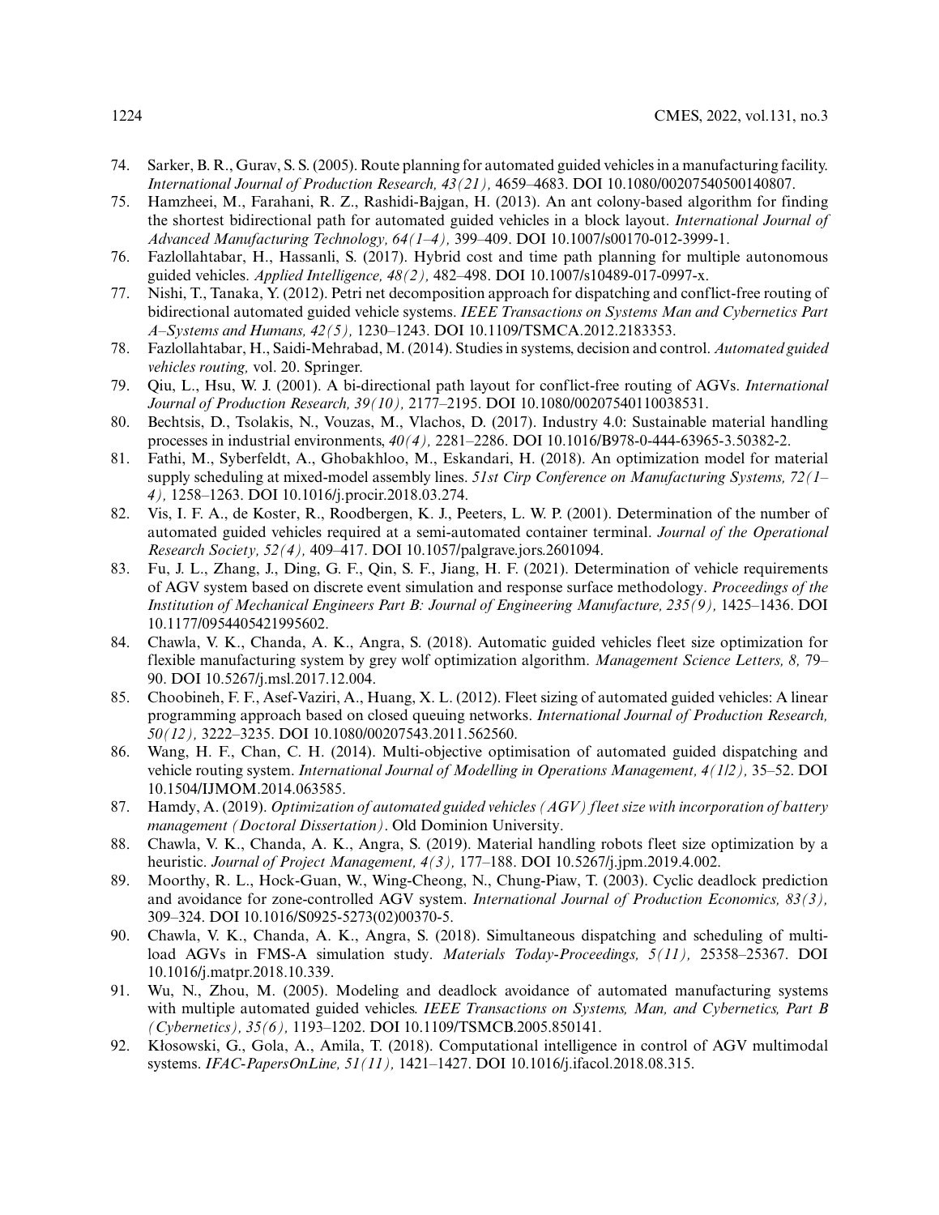74. Sarker, B. R., Gurav, S. S. (2005). Route planning for automated guided vehicles in a manufacturing facility. *International Journal of Production Research, 43(21),* 4659–4683. DOI 10.1080/00207540500140807.
75. Hamzheei, M., Farahani, R. Z., Rashidi-Bajgan, H. (2013). An ant colony-based algorithm for finding the shortest bidirectional path for automated guided vehicles in a block layout. *International Journal of Advanced Manufacturing Technology, 64(1–4),* 399–409. DOI 10.1007/s00170-012-3999-1.
76. Fazlollahtabar, H., Hassanli, S. (2017). Hybrid cost and time path planning for multiple autonomous guided vehicles. *Applied Intelligence, 48(2),* 482–498. DOI 10.1007/s10489-017-0997-x.
77. Nishi, T., Tanaka, Y. (2012). Petri net decomposition approach for dispatching and conflict-free routing of bidirectional automated guided vehicle systems. *IEEE Transactions on Systems Man and Cybernetics Part A–Systems and Humans, 42(5),* 1230–1243. DOI 10.1109/TSMCA.2012.2183353.
78. Fazlollahtabar, H., Saidi-Mehrabad, M. (2014). Studies in systems, decision and control. *Automated guided vehicles routing,* vol. 20. Springer.
79. Qiu, L., Hsu, W. J. (2001). A bi-directional path layout for conflict-free routing of AGVs. *International Journal of Production Research, 39(10),* 2177–2195. DOI 10.1080/00207540110038531.
80. Bechtsis, D., Tsolakis, N., Vouzas, M., Vlachos, D. (2017). Industry 4.0: Sustainable material handling processes in industrial environments, *40(4),* 2281–2286. DOI 10.1016/B978-0-444-63965-3.50382-2.
81. Fathi, M., Syberfeldt, A., Ghobakhloo, M., Eskandari, H. (2018). An optimization model for material supply scheduling at mixed-model assembly lines. *51st Cirp Conference on Manufacturing Systems, 72(1–4),* 1258–1263. DOI 10.1016/j.procir.2018.03.274.
82. Vis, I. F. A., de Koster, R., Roodbergen, K. J., Peeters, L. W. P. (2001). Determination of the number of automated guided vehicles required at a semi-automated container terminal. *Journal of the Operational Research Society, 52(4),* 409–417. DOI 10.1057/palgrave.jors.2601094.
83. Fu, J. L., Zhang, J., Ding, G. F., Qin, S. F., Jiang, H. F. (2021). Determination of vehicle requirements of AGV system based on discrete event simulation and response surface methodology. *Proceedings of the Institution of Mechanical Engineers Part B: Journal of Engineering Manufacture, 235(9),* 1425–1436. DOI 10.1177/0954405421995602.
84. Chawla, V. K., Chanda, A. K., Angra, S. (2018). Automatic guided vehicles fleet size optimization for flexible manufacturing system by grey wolf optimization algorithm. *Management Science Letters, 8,* 79–90. DOI 10.5267/j.msl.2017.12.004.
85. Choobineh, F. F., Asef-Vaziri, A., Huang, X. L. (2012). Fleet sizing of automated guided vehicles: A linear programming approach based on closed queuing networks. *International Journal of Production Research, 50(12),* 3222–3235. DOI 10.1080/00207543.2011.562560.
86. Wang, H. F., Chan, C. H. (2014). Multi-objective optimisation of automated guided dispatching and vehicle routing system. *International Journal of Modelling in Operations Management, 4(1/2),* 35–52. DOI 10.1504/IJMOM.2014.063585.
87. Hamdy, A. (2019). *Optimization of automated guided vehicles (AGV) fleet size with incorporation of battery management (Doctoral Dissertation)*. Old Dominion University.
88. Chawla, V. K., Chanda, A. K., Angra, S. (2019). Material handling robots fleet size optimization by a heuristic. *Journal of Project Management, 4(3),* 177–188. DOI 10.5267/j.jpm.2019.4.002.
89. Moorthy, R. L., Hock-Guan, W., Wing-Cheong, N., Chung-Piaw, T. (2003). Cyclic deadlock prediction and avoidance for zone-controlled AGV system. *International Journal of Production Economics, 83(3),* 309–324. DOI 10.1016/S0925-5273(02)00370-5.
90. Chawla, V. K., Chanda, A. K., Angra, S. (2018). Simultaneous dispatching and scheduling of multi-load AGVs in FMS-A simulation study. *Materials Today-Proceedings, 5(11),* 25358–25367. DOI 10.1016/j.matpr.2018.10.339.
91. Wu, N., Zhou, M. (2005). Modeling and deadlock avoidance of automated manufacturing systems with multiple automated guided vehicles. *IEEE Transactions on Systems, Man, and Cybernetics, Part B (Cybernetics), 35(6),* 1193–1202. DOI 10.1109/TSMCB.2005.850141.
92. Kłosowski, G., Gola, A., Amila, T. (2018). Computational intelligence in control of AGV multimodal systems. *IFAC-PapersOnLine, 51(11),* 1421–1427. DOI 10.1016/j.ifacol.2018.08.315.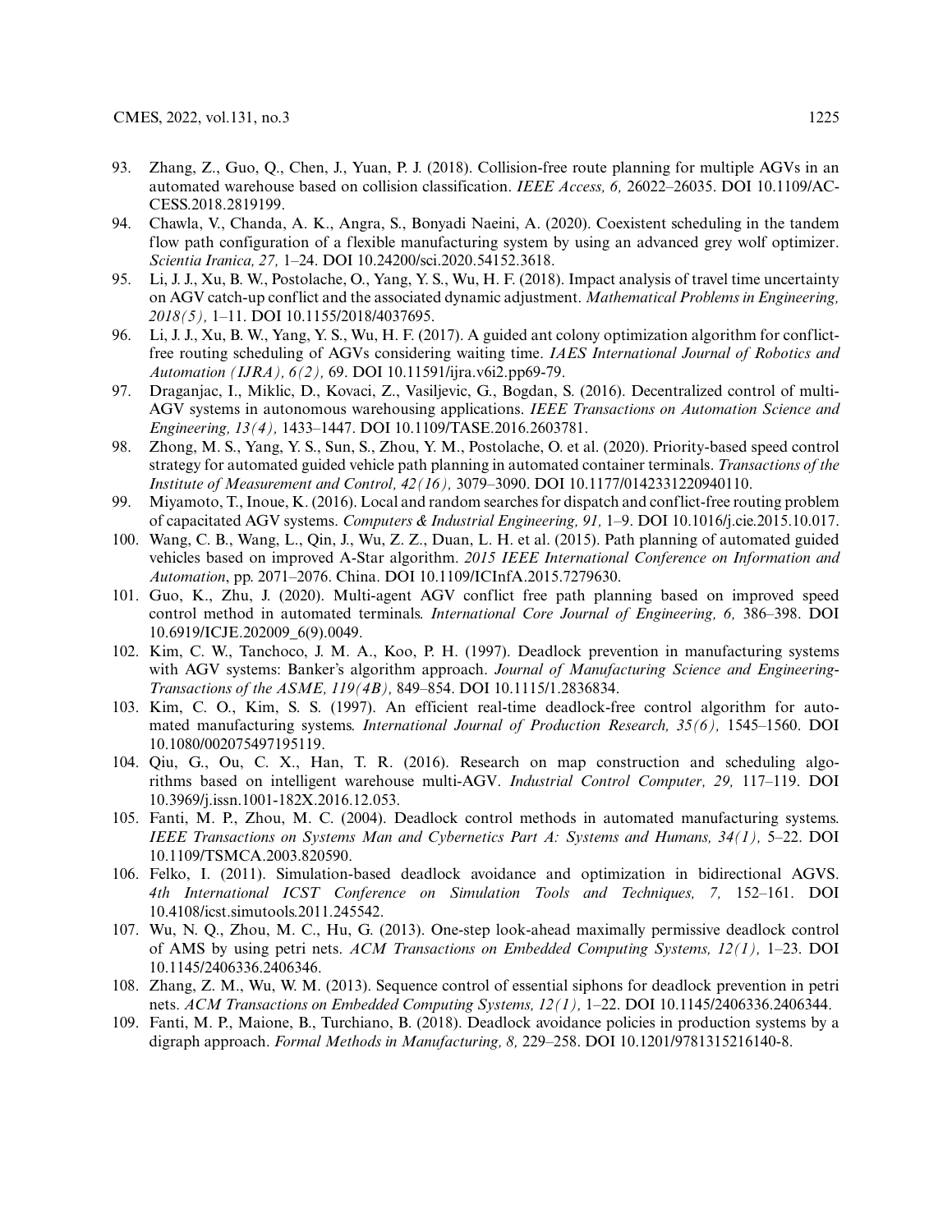93. Zhang, Z., Guo, Q., Chen, J., Yuan, P. J. (2018). Collision-free route planning for multiple AGVs in an automated warehouse based on collision classification. *IEEE Access, 6,* 26022–26035. DOI 10.1109/ACCESS.2018.2819199.
94. Chawla, V., Chanda, A. K., Angra, S., Bonyadi Naeini, A. (2020). Coexistent scheduling in the tandem flow path configuration of a flexible manufacturing system by using an advanced grey wolf optimizer. *Scientia Iranica, 27,* 1–24. DOI 10.24200/sci.2020.54152.3618.
95. Li, J. J., Xu, B. W., Postolache, O., Yang, Y. S., Wu, H. F. (2018). Impact analysis of travel time uncertainty on AGV catch-up conflict and the associated dynamic adjustment. *Mathematical Problems in Engineering, 2018(5),* 1–11. DOI 10.1155/2018/4037695.
96. Li, J. J., Xu, B. W., Yang, Y. S., Wu, H. F. (2017). A guided ant colony optimization algorithm for conflict-free routing scheduling of AGVs considering waiting time. *IAES International Journal of Robotics and Automation (IJRA), 6(2),* 69. DOI 10.11591/ijra.v6i2.pp69-79.
97. Draganjac, I., Miklic, D., Kovaci, Z., Vasiljevic, G., Bogdan, S. (2016). Decentralized control of multi-AGV systems in autonomous warehousing applications. *IEEE Transactions on Automation Science and Engineering, 13(4),* 1433–1447. DOI 10.1109/TASE.2016.2603781.
98. Zhong, M. S., Yang, Y. S., Sun, S., Zhou, Y. M., Postolache, O. et al. (2020). Priority-based speed control strategy for automated guided vehicle path planning in automated container terminals. *Transactions of the Institute of Measurement and Control, 42(16),* 3079–3090. DOI 10.1177/0142331220940110.
99. Miyamoto, T., Inoue, K. (2016). Local and random searches for dispatch and conflict-free routing problem of capacitated AGV systems. *Computers & Industrial Engineering, 91,* 1–9. DOI 10.1016/j.cie.2015.10.017.
100. Wang, C. B., Wang, L., Qin, J., Wu, Z. Z., Duan, L. H. et al. (2015). Path planning of automated guided vehicles based on improved A-Star algorithm. *2015 IEEE International Conference on Information and Automation*, pp. 2071–2076. China. DOI 10.1109/ICInfA.2015.7279630.
101. Guo, K., Zhu, J. (2020). Multi-agent AGV conflict free path planning based on improved speed control method in automated terminals. *International Core Journal of Engineering, 6,* 386–398. DOI 10.6919/ICJE.202009_6(9).0049.
102. Kim, C. W., Tanchoco, J. M. A., Koo, P. H. (1997). Deadlock prevention in manufacturing systems with AGV systems: Banker's algorithm approach. *Journal of Manufacturing Science and Engineering-Transactions of the ASME, 119(4B),* 849–854. DOI 10.1115/1.2836834.
103. Kim, C. O., Kim, S. S. (1997). An efficient real-time deadlock-free control algorithm for automated manufacturing systems. *International Journal of Production Research, 35(6),* 1545–1560. DOI 10.1080/002075497195119.
104. Qiu, G., Ou, C. X., Han, T. R. (2016). Research on map construction and scheduling algorithms based on intelligent warehouse multi-AGV. *Industrial Control Computer, 29,* 117–119. DOI 10.3969/j.issn.1001-182X.2016.12.053.
105. Fanti, M. P., Zhou, M. C. (2004). Deadlock control methods in automated manufacturing systems. *IEEE Transactions on Systems Man and Cybernetics Part A: Systems and Humans, 34(1),* 5–22. DOI 10.1109/TSMCA.2003.820590.
106. Felko, I. (2011). Simulation-based deadlock avoidance and optimization in bidirectional AGVS. *4th International ICST Conference on Simulation Tools and Techniques, 7,* 152–161. DOI 10.4108/icst.simutools.2011.245542.
107. Wu, N. Q., Zhou, M. C., Hu, G. (2013). One-step look-ahead maximally permissive deadlock control of AMS by using petri nets. *ACM Transactions on Embedded Computing Systems, 12(1),* 1–23. DOI 10.1145/2406336.2406346.
108. Zhang, Z. M., Wu, W. M. (2013). Sequence control of essential siphons for deadlock prevention in petri nets. *ACM Transactions on Embedded Computing Systems, 12(1),* 1–22. DOI 10.1145/2406336.2406344.
109. Fanti, M. P., Maione, B., Turchiano, B. (2018). Deadlock avoidance policies in production systems by a digraph approach. *Formal Methods in Manufacturing, 8,* 229–258. DOI 10.1201/9781315216140-8.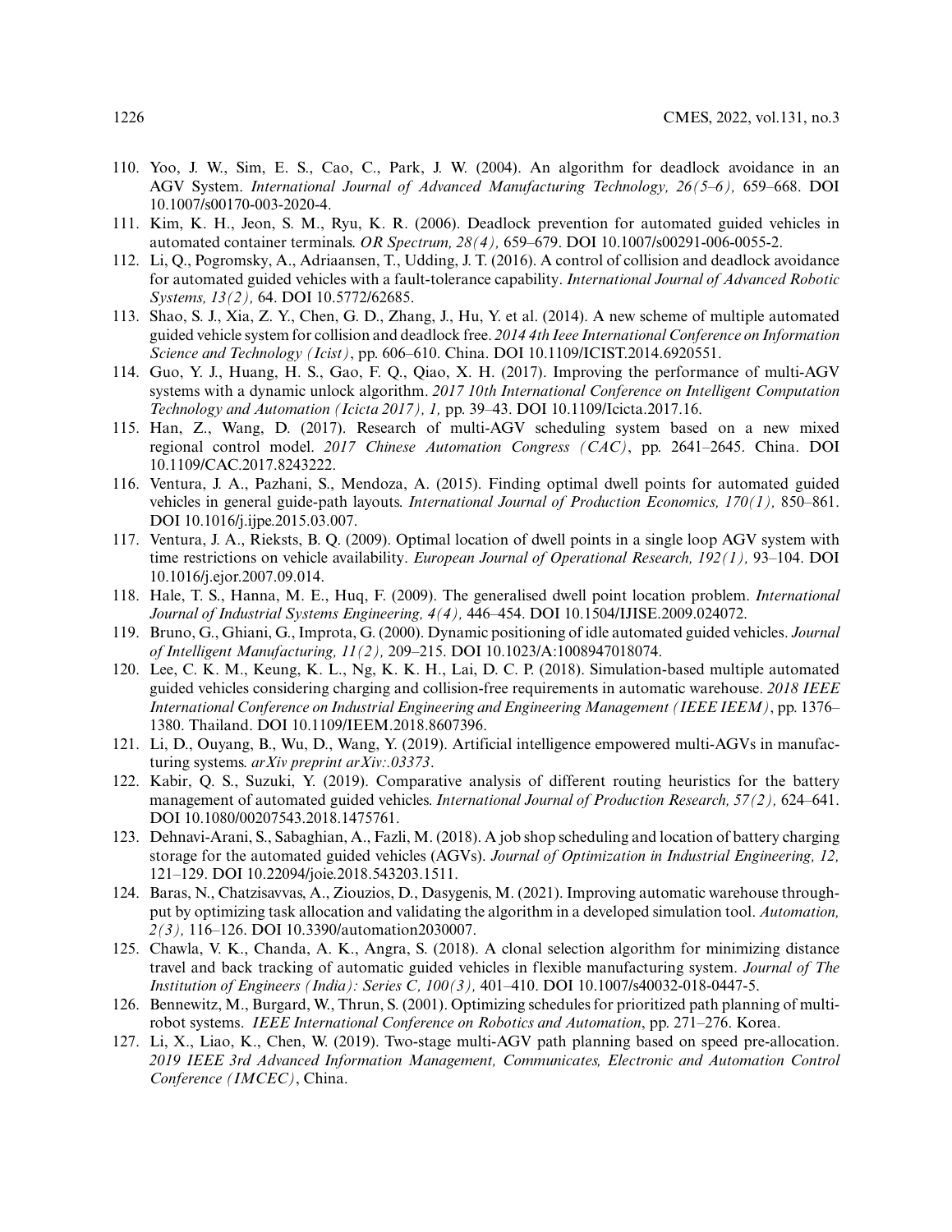110. Yoo, J. W., Sim, E. S., Cao, C., Park, J. W. (2004). An algorithm for deadlock avoidance in an AGV System. *International Journal of Advanced Manufacturing Technology, 26(5–6),* 659–668. DOI 10.1007/s00170-003-2020-4.
111. Kim, K. H., Jeon, S. M., Ryu, K. R. (2006). Deadlock prevention for automated guided vehicles in automated container terminals. *OR Spectrum, 28(4),* 659–679. DOI 10.1007/s00291-006-0055-2.
112. Li, Q., Pogromsky, A., Adriaansen, T., Udding, J. T. (2016). A control of collision and deadlock avoidance for automated guided vehicles with a fault-tolerance capability. *International Journal of Advanced Robotic Systems, 13(2),* 64. DOI 10.5772/62685.
113. Shao, S. J., Xia, Z. Y., Chen, G. D., Zhang, J., Hu, Y. et al. (2014). A new scheme of multiple automated guided vehicle system for collision and deadlock free. *2014 4th Ieee International Conference on Information Science and Technology (Icist)*, pp. 606–610. China. DOI 10.1109/ICIST.2014.6920551.
114. Guo, Y. J., Huang, H. S., Gao, F. Q., Qiao, X. H. (2017). Improving the performance of multi-AGV systems with a dynamic unlock algorithm. *2017 10th International Conference on Intelligent Computation Technology and Automation (Icicta 2017), 1,* pp. 39–43. DOI 10.1109/Icicta.2017.16.
115. Han, Z., Wang, D. (2017). Research of multi-AGV scheduling system based on a new mixed regional control model. *2017 Chinese Automation Congress (CAC)*, pp. 2641–2645. China. DOI 10.1109/CAC.2017.8243222.
116. Ventura, J. A., Pazhani, S., Mendoza, A. (2015). Finding optimal dwell points for automated guided vehicles in general guide-path layouts. *International Journal of Production Economics, 170(1),* 850–861. DOI 10.1016/j.ijpe.2015.03.007.
117. Ventura, J. A., Rieksts, B. Q. (2009). Optimal location of dwell points in a single loop AGV system with time restrictions on vehicle availability. *European Journal of Operational Research, 192(1),* 93–104. DOI 10.1016/j.ejor.2007.09.014.
118. Hale, T. S., Hanna, M. E., Huq, F. (2009). The generalised dwell point location problem. *International Journal of Industrial Systems Engineering, 4(4),* 446–454. DOI 10.1504/IJISE.2009.024072.
119. Bruno, G., Ghiani, G., Improta, G. (2000). Dynamic positioning of idle automated guided vehicles. *Journal of Intelligent Manufacturing, 11(2),* 209–215. DOI 10.1023/A:1008947018074.
120. Lee, C. K. M., Keung, K. L., Ng, K. K. H., Lai, D. C. P. (2018). Simulation-based multiple automated guided vehicles considering charging and collision-free requirements in automatic warehouse. *2018 IEEE International Conference on Industrial Engineering and Engineering Management (IEEE IEEM)*, pp. 1376–1380. Thailand. DOI 10.1109/IEEM.2018.8607396.
121. Li, D., Ouyang, B., Wu, D., Wang, Y. (2019). Artificial intelligence empowered multi-AGVs in manufacturing systems. *arXiv preprint arXiv:.03373*.
122. Kabir, Q. S., Suzuki, Y. (2019). Comparative analysis of different routing heuristics for the battery management of automated guided vehicles. *International Journal of Production Research, 57(2),* 624–641. DOI 10.1080/00207543.2018.1475761.
123. Dehnavi-Arani, S., Sabaghian, A., Fazli, M. (2018). A job shop scheduling and location of battery charging storage for the automated guided vehicles (AGVs). *Journal of Optimization in Industrial Engineering, 12,* 121–129. DOI 10.22094/joie.2018.543203.1511.
124. Baras, N., Chatzisavvas, A., Ziouzios, D., Dasygenis, M. (2021). Improving automatic warehouse throughput by optimizing task allocation and validating the algorithm in a developed simulation tool. *Automation, 2(3),* 116–126. DOI 10.3390/automation2030007.
125. Chawla, V. K., Chanda, A. K., Angra, S. (2018). A clonal selection algorithm for minimizing distance travel and back tracking of automatic guided vehicles in flexible manufacturing system. *Journal of The Institution of Engineers (India): Series C, 100(3),* 401–410. DOI 10.1007/s40032-018-0447-5.
126. Bennewitz, M., Burgard, W., Thrun, S. (2001). Optimizing schedules for prioritized path planning of multi-robot systems. *IEEE International Conference on Robotics and Automation*, pp. 271–276. Korea.
127. Li, X., Liao, K., Chen, W. (2019). Two-stage multi-AGV path planning based on speed pre-allocation. *2019 IEEE 3rd Advanced Information Management, Communicates, Electronic and Automation Control Conference (IMCEC)*, China.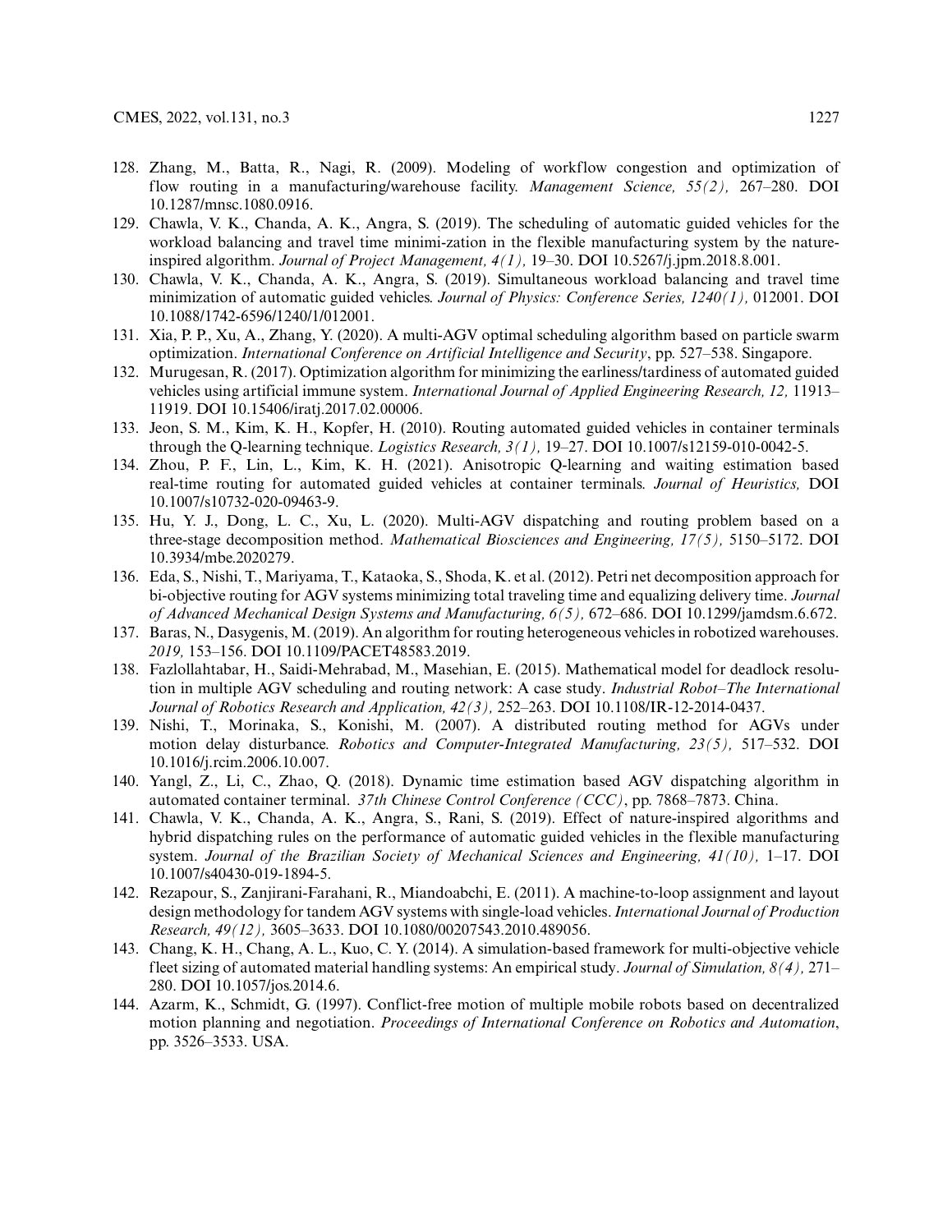128. Zhang, M., Batta, R., Nagi, R. (2009). Modeling of workflow congestion and optimization of flow routing in a manufacturing/warehouse facility. *Management Science, 55(2),* 267–280. DOI 10.1287/mnsc.1080.0916.
129. Chawla, V. K., Chanda, A. K., Angra, S. (2019). The scheduling of automatic guided vehicles for the workload balancing and travel time minimi-zation in the flexible manufacturing system by the nature-inspired algorithm. *Journal of Project Management, 4(1),* 19–30. DOI 10.5267/j.jpm.2018.8.001.
130. Chawla, V. K., Chanda, A. K., Angra, S. (2019). Simultaneous workload balancing and travel time minimization of automatic guided vehicles. *Journal of Physics: Conference Series, 1240(1),* 012001. DOI 10.1088/1742-6596/1240/1/012001.
131. Xia, P. P., Xu, A., Zhang, Y. (2020). A multi-AGV optimal scheduling algorithm based on particle swarm optimization. *International Conference on Artificial Intelligence and Security*, pp. 527–538. Singapore.
132. Murugesan, R. (2017). Optimization algorithm for minimizing the earliness/tardiness of automated guided vehicles using artificial immune system. *International Journal of Applied Engineering Research, 12,* 11913–11919. DOI 10.15406/iratj.2017.02.00006.
133. Jeon, S. M., Kim, K. H., Kopfer, H. (2010). Routing automated guided vehicles in container terminals through the Q-learning technique. *Logistics Research, 3(1),* 19–27. DOI 10.1007/s12159-010-0042-5.
134. Zhou, P. F., Lin, L., Kim, K. H. (2021). Anisotropic Q-learning and waiting estimation based real-time routing for automated guided vehicles at container terminals. *Journal of Heuristics,* DOI 10.1007/s10732-020-09463-9.
135. Hu, Y. J., Dong, L. C., Xu, L. (2020). Multi-AGV dispatching and routing problem based on a three-stage decomposition method. *Mathematical Biosciences and Engineering, 17(5),* 5150–5172. DOI 10.3934/mbe.2020279.
136. Eda, S., Nishi, T., Mariyama, T., Kataoka, S., Shoda, K. et al. (2012). Petri net decomposition approach for bi-objective routing for AGV systems minimizing total traveling time and equalizing delivery time. *Journal of Advanced Mechanical Design Systems and Manufacturing, 6(5),* 672–686. DOI 10.1299/jamdsm.6.672.
137. Baras, N., Dasygenis, M. (2019). An algorithm for routing heterogeneous vehicles in robotized warehouses. *2019,* 153–156. DOI 10.1109/PACET48583.2019.
138. Fazlollahtabar, H., Saidi-Mehrabad, M., Masehian, E. (2015). Mathematical model for deadlock resolution in multiple AGV scheduling and routing network: A case study. *Industrial Robot–The International Journal of Robotics Research and Application, 42(3),* 252–263. DOI 10.1108/IR-12-2014-0437.
139. Nishi, T., Morinaka, S., Konishi, M. (2007). A distributed routing method for AGVs under motion delay disturbance. *Robotics and Computer-Integrated Manufacturing, 23(5),* 517–532. DOI 10.1016/j.rcim.2006.10.007.
140. Yangl, Z., Li, C., Zhao, Q. (2018). Dynamic time estimation based AGV dispatching algorithm in automated container terminal. *37th Chinese Control Conference (CCC)*, pp. 7868–7873. China.
141. Chawla, V. K., Chanda, A. K., Angra, S., Rani, S. (2019). Effect of nature-inspired algorithms and hybrid dispatching rules on the performance of automatic guided vehicles in the flexible manufacturing system. *Journal of the Brazilian Society of Mechanical Sciences and Engineering, 41(10),* 1–17. DOI 10.1007/s40430-019-1894-5.
142. Rezapour, S., Zanjirani-Farahani, R., Miandoabchi, E. (2011). A machine-to-loop assignment and layout design methodology for tandem AGV systems with single-load vehicles. *International Journal of Production Research, 49(12),* 3605–3633. DOI 10.1080/00207543.2010.489056.
143. Chang, K. H., Chang, A. L., Kuo, C. Y. (2014). A simulation-based framework for multi-objective vehicle fleet sizing of automated material handling systems: An empirical study. *Journal of Simulation, 8(4),* 271–280. DOI 10.1057/jos.2014.6.
144. Azarm, K., Schmidt, G. (1997). Conflict-free motion of multiple mobile robots based on decentralized motion planning and negotiation. *Proceedings of International Conference on Robotics and Automation*, pp. 3526–3533. USA.